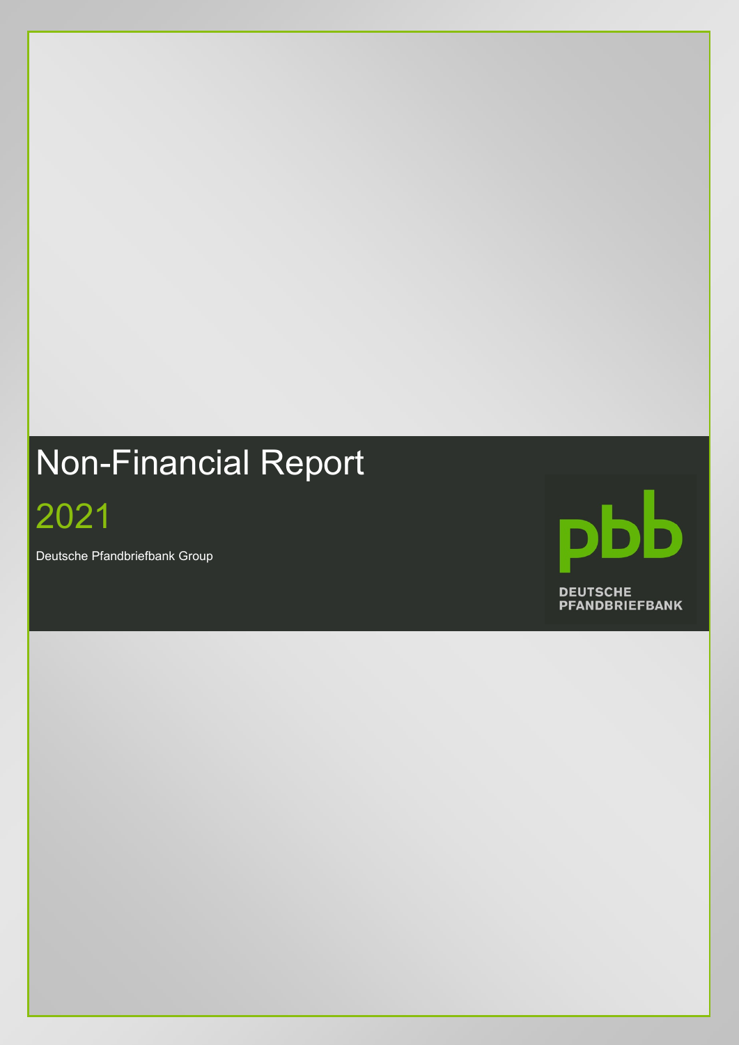# Non-Financial Report

## 2021

Deutsche Pfandbriefbank Group

pbb
DEUTSCHE PFANDBRIEFBANK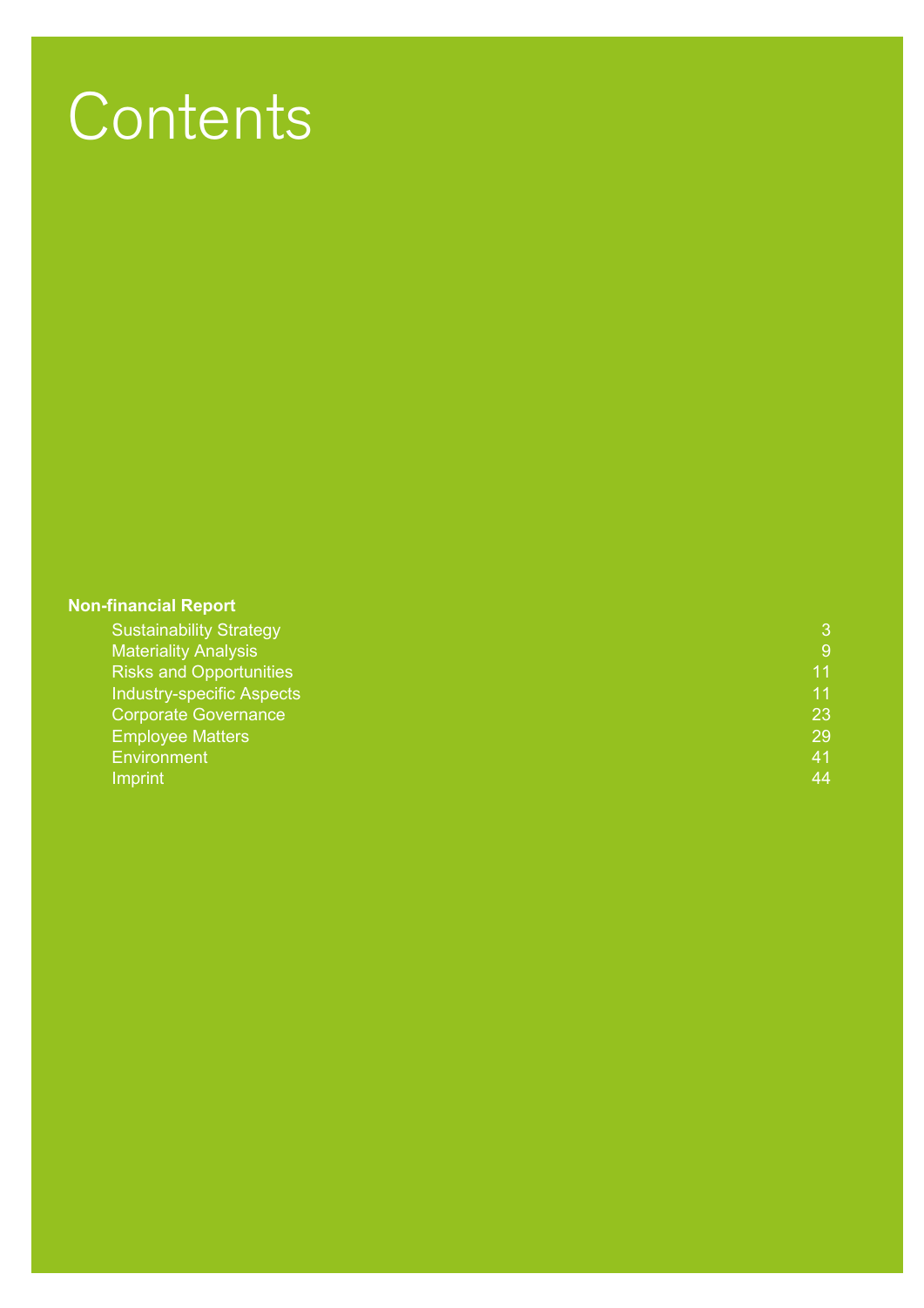# Contents

**Non-financial Report**

| | |
|---|---|
| Sustainability Strategy | 3 |
| Materiality Analysis | 9 |
| Risks and Opportunities | 11 |
| Industry-specific Aspects | 11 |
| Corporate Governance | 23 |
| Employee Matters | 29 |
| Environment | 41 |
| Imprint | 44 |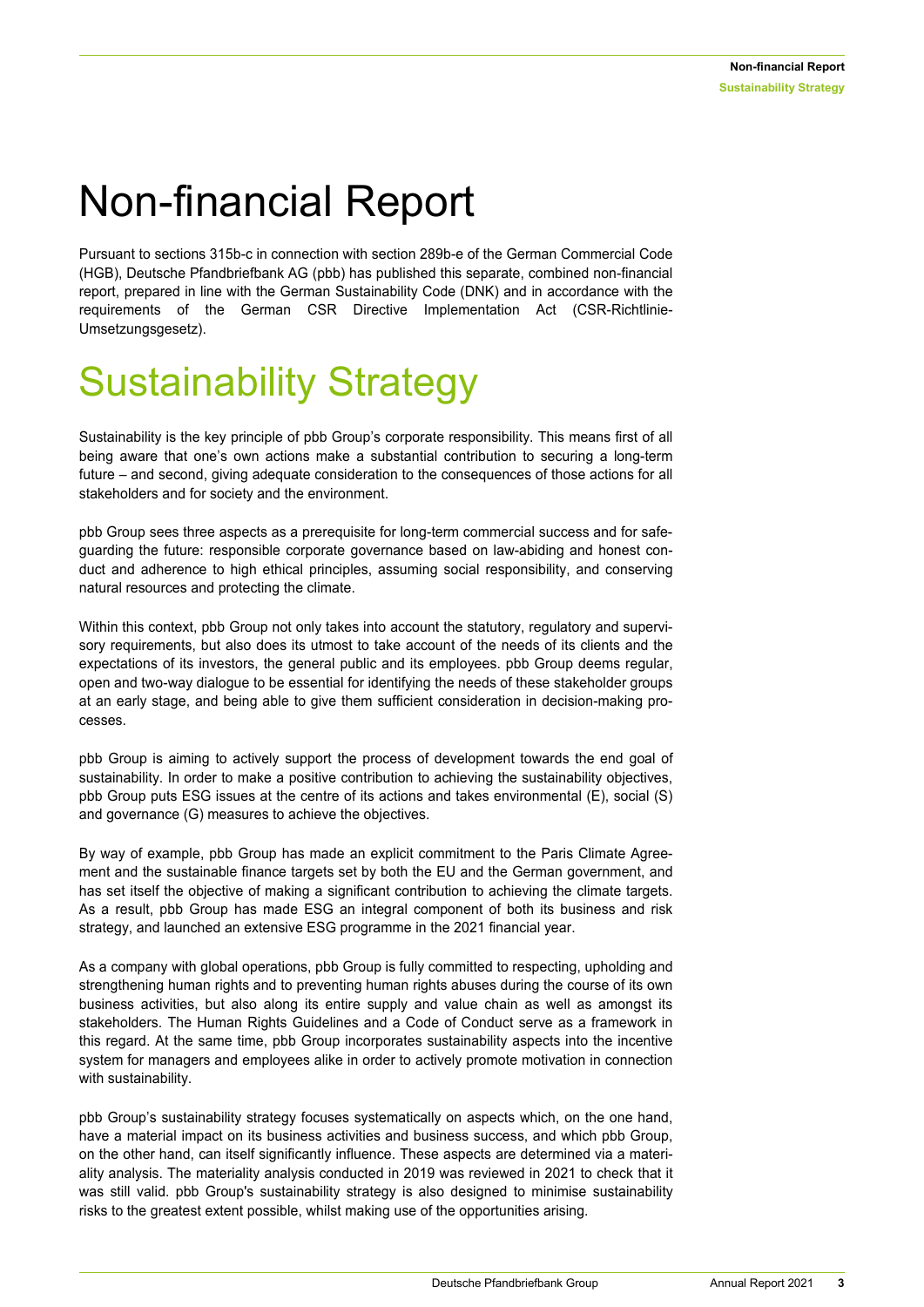# Non-financial Report

Pursuant to sections 315b-c in connection with section 289b-e of the German Commercial Code (HGB), Deutsche Pfandbriefbank AG (pbb) has published this separate, combined non-financial report, prepared in line with the German Sustainability Code (DNK) and in accordance with the requirements of the German CSR Directive Implementation Act (CSR-Richtlinie-Umsetzungsgesetz).

# Sustainability Strategy

Sustainability is the key principle of pbb Group's corporate responsibility. This means first of all being aware that one's own actions make a substantial contribution to securing a long-term future – and second, giving adequate consideration to the consequences of those actions for all stakeholders and for society and the environment.

pbb Group sees three aspects as a prerequisite for long-term commercial success and for safeguarding the future: responsible corporate governance based on law-abiding and honest conduct and adherence to high ethical principles, assuming social responsibility, and conserving natural resources and protecting the climate.

Within this context, pbb Group not only takes into account the statutory, regulatory and supervisory requirements, but also does its utmost to take account of the needs of its clients and the expectations of its investors, the general public and its employees. pbb Group deems regular, open and two-way dialogue to be essential for identifying the needs of these stakeholder groups at an early stage, and being able to give them sufficient consideration in decision-making processes.

pbb Group is aiming to actively support the process of development towards the end goal of sustainability. In order to make a positive contribution to achieving the sustainability objectives, pbb Group puts ESG issues at the centre of its actions and takes environmental (E), social (S) and governance (G) measures to achieve the objectives.

By way of example, pbb Group has made an explicit commitment to the Paris Climate Agreement and the sustainable finance targets set by both the EU and the German government, and has set itself the objective of making a significant contribution to achieving the climate targets. As a result, pbb Group has made ESG an integral component of both its business and risk strategy, and launched an extensive ESG programme in the 2021 financial year.

As a company with global operations, pbb Group is fully committed to respecting, upholding and strengthening human rights and to preventing human rights abuses during the course of its own business activities, but also along its entire supply and value chain as well as amongst its stakeholders. The Human Rights Guidelines and a Code of Conduct serve as a framework in this regard. At the same time, pbb Group incorporates sustainability aspects into the incentive system for managers and employees alike in order to actively promote motivation in connection with sustainability.

pbb Group's sustainability strategy focuses systematically on aspects which, on the one hand, have a material impact on its business activities and business success, and which pbb Group, on the other hand, can itself significantly influence. These aspects are determined via a materiality analysis. The materiality analysis conducted in 2019 was reviewed in 2021 to check that it was still valid. pbb Group's sustainability strategy is also designed to minimise sustainability risks to the greatest extent possible, whilst making use of the opportunities arising.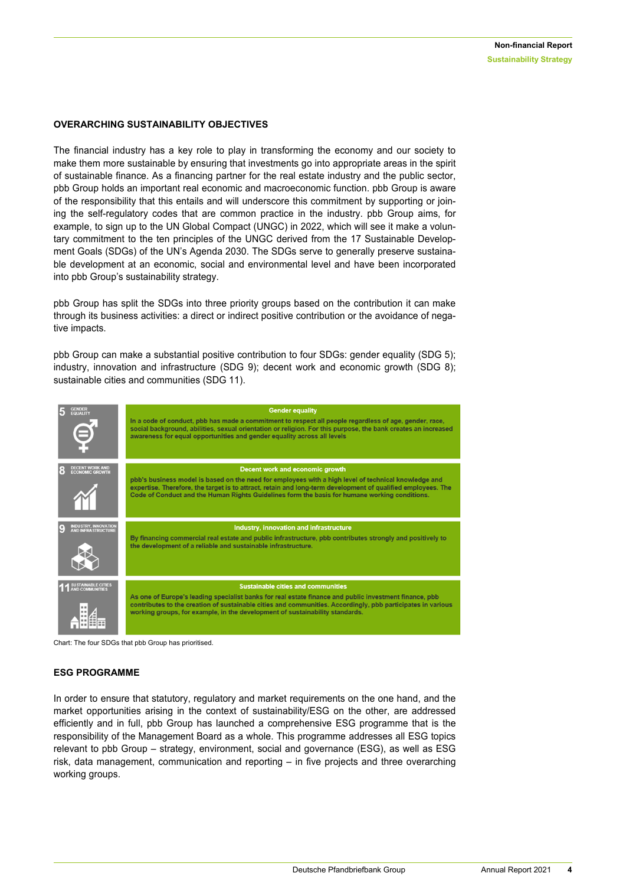## OVERARCHING SUSTAINABILITY OBJECTIVES

The financial industry has a key role to play in transforming the economy and our society to make them more sustainable by ensuring that investments go into appropriate areas in the spirit of sustainable finance. As a financing partner for the real estate industry and the public sector, pbb Group holds an important real economic and macroeconomic function. pbb Group is aware of the responsibility that this entails and will underscore this commitment by supporting or joining the self-regulatory codes that are common practice in the industry. pbb Group aims, for example, to sign up to the UN Global Compact (UNGC) in 2022, which will see it make a voluntary commitment to the ten principles of the UNGC derived from the 17 Sustainable Development Goals (SDGs) of the UN's Agenda 2030. The SDGs serve to generally preserve sustainable development at an economic, social and environmental level and have been incorporated into pbb Group's sustainability strategy.

pbb Group has split the SDGs into three priority groups based on the contribution it can make through its business activities: a direct or indirect positive contribution or the avoidance of negative impacts.

pbb Group can make a substantial positive contribution to four SDGs: gender equality (SDG 5); industry, innovation and infrastructure (SDG 9); decent work and economic growth (SDG 8); sustainable cities and communities (SDG 11).

| SDG | Description |
|---|---|
| 5 GENDER EQUALITY | **Gender equality**<br>In a code of conduct, pbb has made a commitment to respect all people regardless of age, gender, race, social background, abilities, sexual orientation or religion. For this purpose, the bank creates an increased awareness for equal opportunities and gender equality across all levels |
| 8 DECENT WORK AND ECONOMIC GROWTH | **Decent work and economic growth**<br>pbb's business model is based on the need for employees with a high level of technical knowledge and expertise. Therefore, the target is to attract, retain and long-term development of qualified employees. The Code of Conduct and the Human Rights Guidelines form the basis for humane working conditions. |
| 9 INDUSTRY, INNOVATION AND INFRASTRUCTURE | **Industry, innovation and infrastructure**<br>By financing commercial real estate and public infrastructure, pbb contributes strongly and positively to the development of a reliable and sustainable infrastructure. |
| 11 SUSTAINABLE CITIES AND COMMUNITIES | **Sustainable cities and communities**<br>As one of Europe's leading specialist banks for real estate finance and public investment finance, pbb contributes to the creation of sustainable cities and communities. Accordingly, pbb participates in various working groups, for example, in the development of sustainability standards. |

Chart: The four SDGs that pbb Group has prioritised.

## ESG PROGRAMME

In order to ensure that statutory, regulatory and market requirements on the one hand, and the market opportunities arising in the context of sustainability/ESG on the other, are addressed efficiently and in full, pbb Group has launched a comprehensive ESG programme that is the responsibility of the Management Board as a whole. This programme addresses all ESG topics relevant to pbb Group – strategy, environment, social and governance (ESG), as well as ESG risk, data management, communication and reporting – in five projects and three overarching working groups.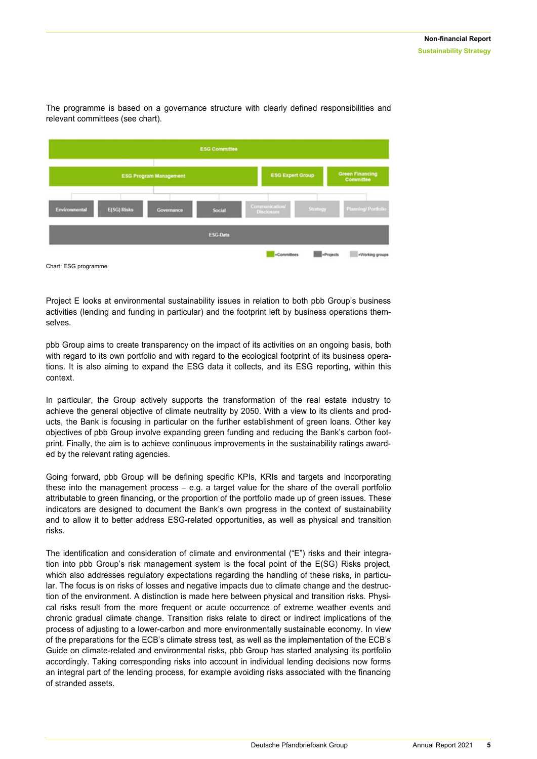The programme is based on a governance structure with clearly defined responsibilities and relevant committees (see chart).

Chart: ESG programme

Project E looks at environmental sustainability issues in relation to both pbb Group's business activities (lending and funding in particular) and the footprint left by business operations themselves.

pbb Group aims to create transparency on the impact of its activities on an ongoing basis, both with regard to its own portfolio and with regard to the ecological footprint of its business operations. It is also aiming to expand the ESG data it collects, and its ESG reporting, within this context.

In particular, the Group actively supports the transformation of the real estate industry to achieve the general objective of climate neutrality by 2050. With a view to its clients and products, the Bank is focusing in particular on the further establishment of green loans. Other key objectives of pbb Group involve expanding green funding and reducing the Bank's carbon footprint. Finally, the aim is to achieve continuous improvements in the sustainability ratings awarded by the relevant rating agencies.

Going forward, pbb Group will be defining specific KPIs, KRIs and targets and incorporating these into the management process – e.g. a target value for the share of the overall portfolio attributable to green financing, or the proportion of the portfolio made up of green issues. These indicators are designed to document the Bank's own progress in the context of sustainability and to allow it to better address ESG-related opportunities, as well as physical and transition risks.

The identification and consideration of climate and environmental ("E") risks and their integration into pbb Group's risk management system is the focal point of the E(SG) Risks project, which also addresses regulatory expectations regarding the handling of these risks, in particular. The focus is on risks of losses and negative impacts due to climate change and the destruction of the environment. A distinction is made here between physical and transition risks. Physical risks result from the more frequent or acute occurrence of extreme weather events and chronic gradual climate change. Transition risks relate to direct or indirect implications of the process of adjusting to a lower-carbon and more environmentally sustainable economy. In view of the preparations for the ECB's climate stress test, as well as the implementation of the ECB's Guide on climate-related and environmental risks, pbb Group has started analysing its portfolio accordingly. Taking corresponding risks into account in individual lending decisions now forms an integral part of the lending process, for example avoiding risks associated with the financing of stranded assets.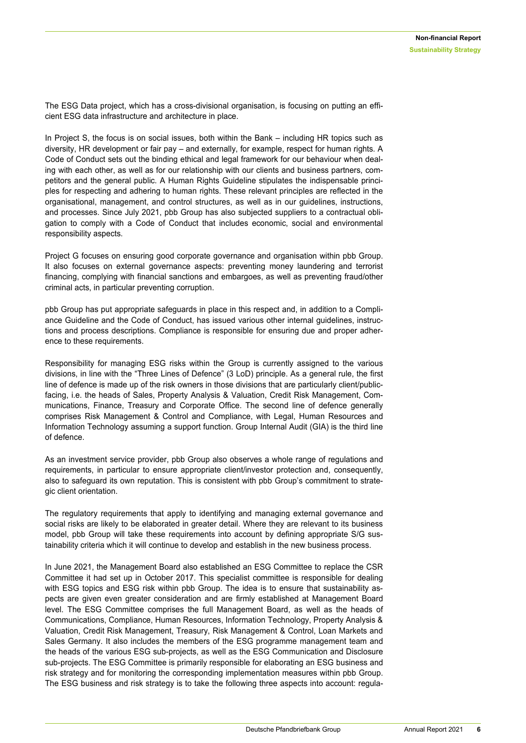The ESG Data project, which has a cross-divisional organisation, is focusing on putting an efficient ESG data infrastructure and architecture in place.

In Project S, the focus is on social issues, both within the Bank – including HR topics such as diversity, HR development or fair pay – and externally, for example, respect for human rights. A Code of Conduct sets out the binding ethical and legal framework for our behaviour when dealing with each other, as well as for our relationship with our clients and business partners, competitors and the general public. A Human Rights Guideline stipulates the indispensable principles for respecting and adhering to human rights. These relevant principles are reflected in the organisational, management, and control structures, as well as in our guidelines, instructions, and processes. Since July 2021, pbb Group has also subjected suppliers to a contractual obligation to comply with a Code of Conduct that includes economic, social and environmental responsibility aspects.

Project G focuses on ensuring good corporate governance and organisation within pbb Group. It also focuses on external governance aspects: preventing money laundering and terrorist financing, complying with financial sanctions and embargoes, as well as preventing fraud/other criminal acts, in particular preventing corruption.

pbb Group has put appropriate safeguards in place in this respect and, in addition to a Compliance Guideline and the Code of Conduct, has issued various other internal guidelines, instructions and process descriptions. Compliance is responsible for ensuring due and proper adherence to these requirements.

Responsibility for managing ESG risks within the Group is currently assigned to the various divisions, in line with the "Three Lines of Defence" (3 LoD) principle. As a general rule, the first line of defence is made up of the risk owners in those divisions that are particularly client/public-facing, i.e. the heads of Sales, Property Analysis & Valuation, Credit Risk Management, Communications, Finance, Treasury and Corporate Office. The second line of defence generally comprises Risk Management & Control and Compliance, with Legal, Human Resources and Information Technology assuming a support function. Group Internal Audit (GIA) is the third line of defence.

As an investment service provider, pbb Group also observes a whole range of regulations and requirements, in particular to ensure appropriate client/investor protection and, consequently, also to safeguard its own reputation. This is consistent with pbb Group's commitment to strategic client orientation.

The regulatory requirements that apply to identifying and managing external governance and social risks are likely to be elaborated in greater detail. Where they are relevant to its business model, pbb Group will take these requirements into account by defining appropriate S/G sustainability criteria which it will continue to develop and establish in the new business process.

In June 2021, the Management Board also established an ESG Committee to replace the CSR Committee it had set up in October 2017. This specialist committee is responsible for dealing with ESG topics and ESG risk within pbb Group. The idea is to ensure that sustainability aspects are given even greater consideration and are firmly established at Management Board level. The ESG Committee comprises the full Management Board, as well as the heads of Communications, Compliance, Human Resources, Information Technology, Property Analysis & Valuation, Credit Risk Management, Treasury, Risk Management & Control, Loan Markets and Sales Germany. It also includes the members of the ESG programme management team and the heads of the various ESG sub-projects, as well as the ESG Communication and Disclosure sub-projects. The ESG Committee is primarily responsible for elaborating an ESG business and risk strategy and for monitoring the corresponding implementation measures within pbb Group. The ESG business and risk strategy is to take the following three aspects into account: regula-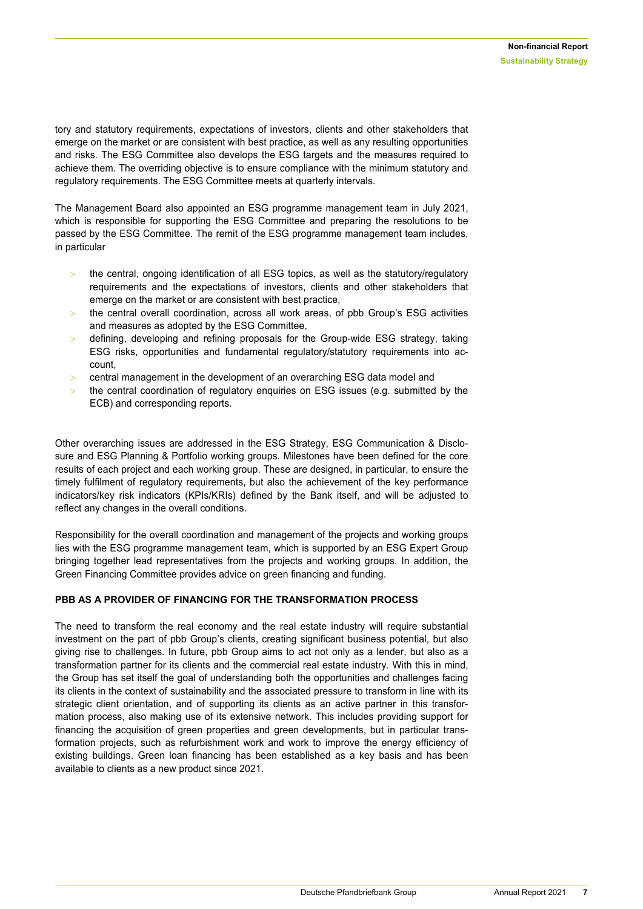tory and statutory requirements, expectations of investors, clients and other stakeholders that emerge on the market or are consistent with best practice, as well as any resulting opportunities and risks. The ESG Committee also develops the ESG targets and the measures required to achieve them. The overriding objective is to ensure compliance with the minimum statutory and regulatory requirements. The ESG Committee meets at quarterly intervals.

The Management Board also appointed an ESG programme management team in July 2021, which is responsible for supporting the ESG Committee and preparing the resolutions to be passed by the ESG Committee. The remit of the ESG programme management team includes, in particular

- the central, ongoing identification of all ESG topics, as well as the statutory/regulatory requirements and the expectations of investors, clients and other stakeholders that emerge on the market or are consistent with best practice,
- the central overall coordination, across all work areas, of pbb Group's ESG activities and measures as adopted by the ESG Committee,
- defining, developing and refining proposals for the Group-wide ESG strategy, taking ESG risks, opportunities and fundamental regulatory/statutory requirements into account,
- central management in the development of an overarching ESG data model and
- the central coordination of regulatory enquiries on ESG issues (e.g. submitted by the ECB) and corresponding reports.

Other overarching issues are addressed in the ESG Strategy, ESG Communication & Disclosure and ESG Planning & Portfolio working groups. Milestones have been defined for the core results of each project and each working group. These are designed, in particular, to ensure the timely fulfilment of regulatory requirements, but also the achievement of the key performance indicators/key risk indicators (KPIs/KRIs) defined by the Bank itself, and will be adjusted to reflect any changes in the overall conditions.

Responsibility for the overall coordination and management of the projects and working groups lies with the ESG programme management team, which is supported by an ESG Expert Group bringing together lead representatives from the projects and working groups. In addition, the Green Financing Committee provides advice on green financing and funding.

## PBB AS A PROVIDER OF FINANCING FOR THE TRANSFORMATION PROCESS

The need to transform the real economy and the real estate industry will require substantial investment on the part of pbb Group's clients, creating significant business potential, but also giving rise to challenges. In future, pbb Group aims to act not only as a lender, but also as a transformation partner for its clients and the commercial real estate industry. With this in mind, the Group has set itself the goal of understanding both the opportunities and challenges facing its clients in the context of sustainability and the associated pressure to transform in line with its strategic client orientation, and of supporting its clients as an active partner in this transformation process, also making use of its extensive network. This includes providing support for financing the acquisition of green properties and green developments, but in particular transformation projects, such as refurbishment work and work to improve the energy efficiency of existing buildings. Green loan financing has been established as a key basis and has been available to clients as a new product since 2021.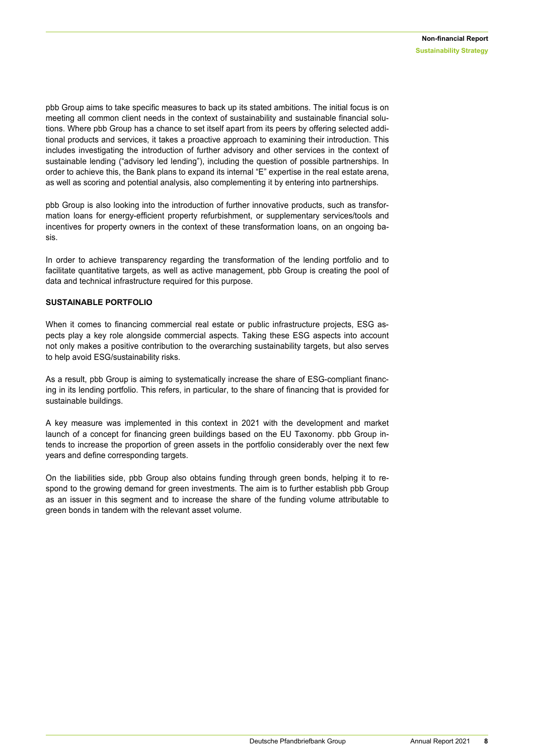pbb Group aims to take specific measures to back up its stated ambitions. The initial focus is on meeting all common client needs in the context of sustainability and sustainable financial solutions. Where pbb Group has a chance to set itself apart from its peers by offering selected additional products and services, it takes a proactive approach to examining their introduction. This includes investigating the introduction of further advisory and other services in the context of sustainable lending ("advisory led lending"), including the question of possible partnerships. In order to achieve this, the Bank plans to expand its internal "E" expertise in the real estate arena, as well as scoring and potential analysis, also complementing it by entering into partnerships.

pbb Group is also looking into the introduction of further innovative products, such as transformation loans for energy-efficient property refurbishment, or supplementary services/tools and incentives for property owners in the context of these transformation loans, on an ongoing basis.

In order to achieve transparency regarding the transformation of the lending portfolio and to facilitate quantitative targets, as well as active management, pbb Group is creating the pool of data and technical infrastructure required for this purpose.

### SUSTAINABLE PORTFOLIO

When it comes to financing commercial real estate or public infrastructure projects, ESG aspects play a key role alongside commercial aspects. Taking these ESG aspects into account not only makes a positive contribution to the overarching sustainability targets, but also serves to help avoid ESG/sustainability risks.

As a result, pbb Group is aiming to systematically increase the share of ESG-compliant financing in its lending portfolio. This refers, in particular, to the share of financing that is provided for sustainable buildings.

A key measure was implemented in this context in 2021 with the development and market launch of a concept for financing green buildings based on the EU Taxonomy. pbb Group intends to increase the proportion of green assets in the portfolio considerably over the next few years and define corresponding targets.

On the liabilities side, pbb Group also obtains funding through green bonds, helping it to respond to the growing demand for green investments. The aim is to further establish pbb Group as an issuer in this segment and to increase the share of the funding volume attributable to green bonds in tandem with the relevant asset volume.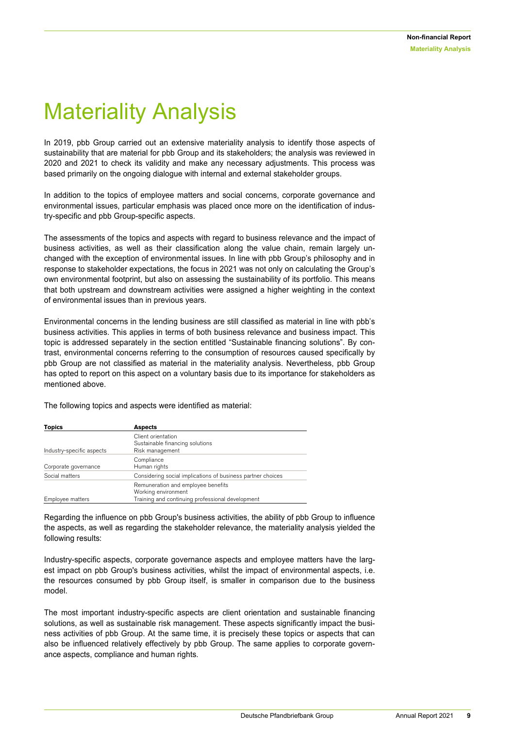# Materiality Analysis

In 2019, pbb Group carried out an extensive materiality analysis to identify those aspects of sustainability that are material for pbb Group and its stakeholders; the analysis was reviewed in 2020 and 2021 to check its validity and make any necessary adjustments. This process was based primarily on the ongoing dialogue with internal and external stakeholder groups.

In addition to the topics of employee matters and social concerns, corporate governance and environmental issues, particular emphasis was placed once more on the identification of industry-specific and pbb Group-specific aspects.

The assessments of the topics and aspects with regard to business relevance and the impact of business activities, as well as their classification along the value chain, remain largely unchanged with the exception of environmental issues. In line with pbb Group's philosophy and in response to stakeholder expectations, the focus in 2021 was not only on calculating the Group's own environmental footprint, but also on assessing the sustainability of its portfolio. This means that both upstream and downstream activities were assigned a higher weighting in the context of environmental issues than in previous years.

Environmental concerns in the lending business are still classified as material in line with pbb's business activities. This applies in terms of both business relevance and business impact. This topic is addressed separately in the section entitled "Sustainable financing solutions". By contrast, environmental concerns referring to the consumption of resources caused specifically by pbb Group are not classified as material in the materiality analysis. Nevertheless, pbb Group has opted to report on this aspect on a voluntary basis due to its importance for stakeholders as mentioned above.

The following topics and aspects were identified as material:

| **Topics** | **Aspects** |
|---|---|
| Industry-specific aspects | Client orientation<br>Sustainable financing solutions<br>Risk management |
| Corporate governance | Compliance<br>Human rights |
| Social matters | Considering social implications of business partner choices |
| Employee matters | Remuneration and employee benefits<br>Working environment<br>Training and continuing professional development |

Regarding the influence on pbb Group's business activities, the ability of pbb Group to influence the aspects, as well as regarding the stakeholder relevance, the materiality analysis yielded the following results:

Industry-specific aspects, corporate governance aspects and employee matters have the largest impact on pbb Group's business activities, whilst the impact of environmental aspects, i.e. the resources consumed by pbb Group itself, is smaller in comparison due to the business model.

The most important industry-specific aspects are client orientation and sustainable financing solutions, as well as sustainable risk management. These aspects significantly impact the business activities of pbb Group. At the same time, it is precisely these topics or aspects that can also be influenced relatively effectively by pbb Group. The same applies to corporate governance aspects, compliance and human rights.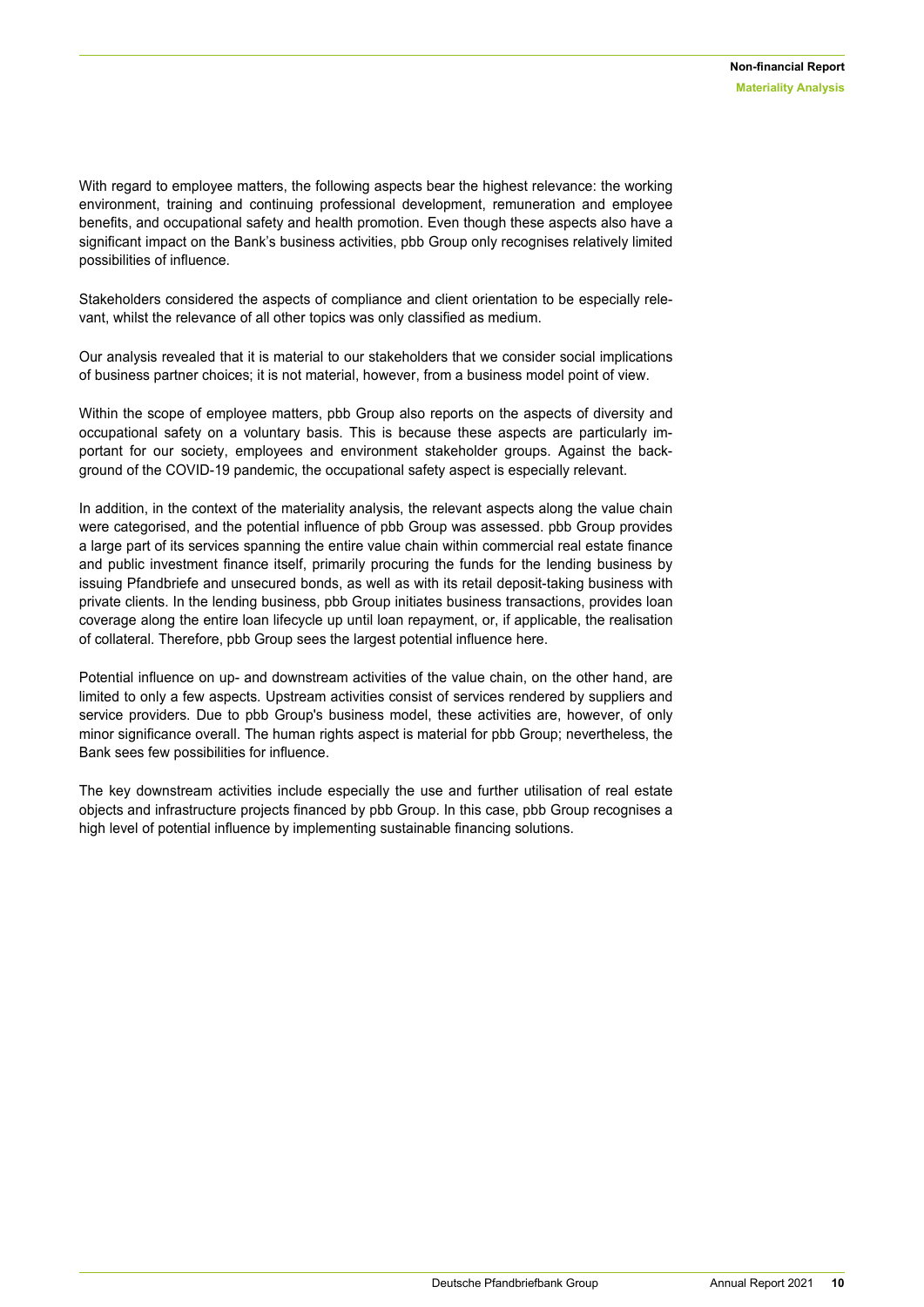With regard to employee matters, the following aspects bear the highest relevance: the working environment, training and continuing professional development, remuneration and employee benefits, and occupational safety and health promotion. Even though these aspects also have a significant impact on the Bank's business activities, pbb Group only recognises relatively limited possibilities of influence.

Stakeholders considered the aspects of compliance and client orientation to be especially relevant, whilst the relevance of all other topics was only classified as medium.

Our analysis revealed that it is material to our stakeholders that we consider social implications of business partner choices; it is not material, however, from a business model point of view.

Within the scope of employee matters, pbb Group also reports on the aspects of diversity and occupational safety on a voluntary basis. This is because these aspects are particularly important for our society, employees and environment stakeholder groups. Against the background of the COVID-19 pandemic, the occupational safety aspect is especially relevant.

In addition, in the context of the materiality analysis, the relevant aspects along the value chain were categorised, and the potential influence of pbb Group was assessed. pbb Group provides a large part of its services spanning the entire value chain within commercial real estate finance and public investment finance itself, primarily procuring the funds for the lending business by issuing Pfandbriefe and unsecured bonds, as well as with its retail deposit-taking business with private clients. In the lending business, pbb Group initiates business transactions, provides loan coverage along the entire loan lifecycle up until loan repayment, or, if applicable, the realisation of collateral. Therefore, pbb Group sees the largest potential influence here.

Potential influence on up- and downstream activities of the value chain, on the other hand, are limited to only a few aspects. Upstream activities consist of services rendered by suppliers and service providers. Due to pbb Group's business model, these activities are, however, of only minor significance overall. The human rights aspect is material for pbb Group; nevertheless, the Bank sees few possibilities for influence.

The key downstream activities include especially the use and further utilisation of real estate objects and infrastructure projects financed by pbb Group. In this case, pbb Group recognises a high level of potential influence by implementing sustainable financing solutions.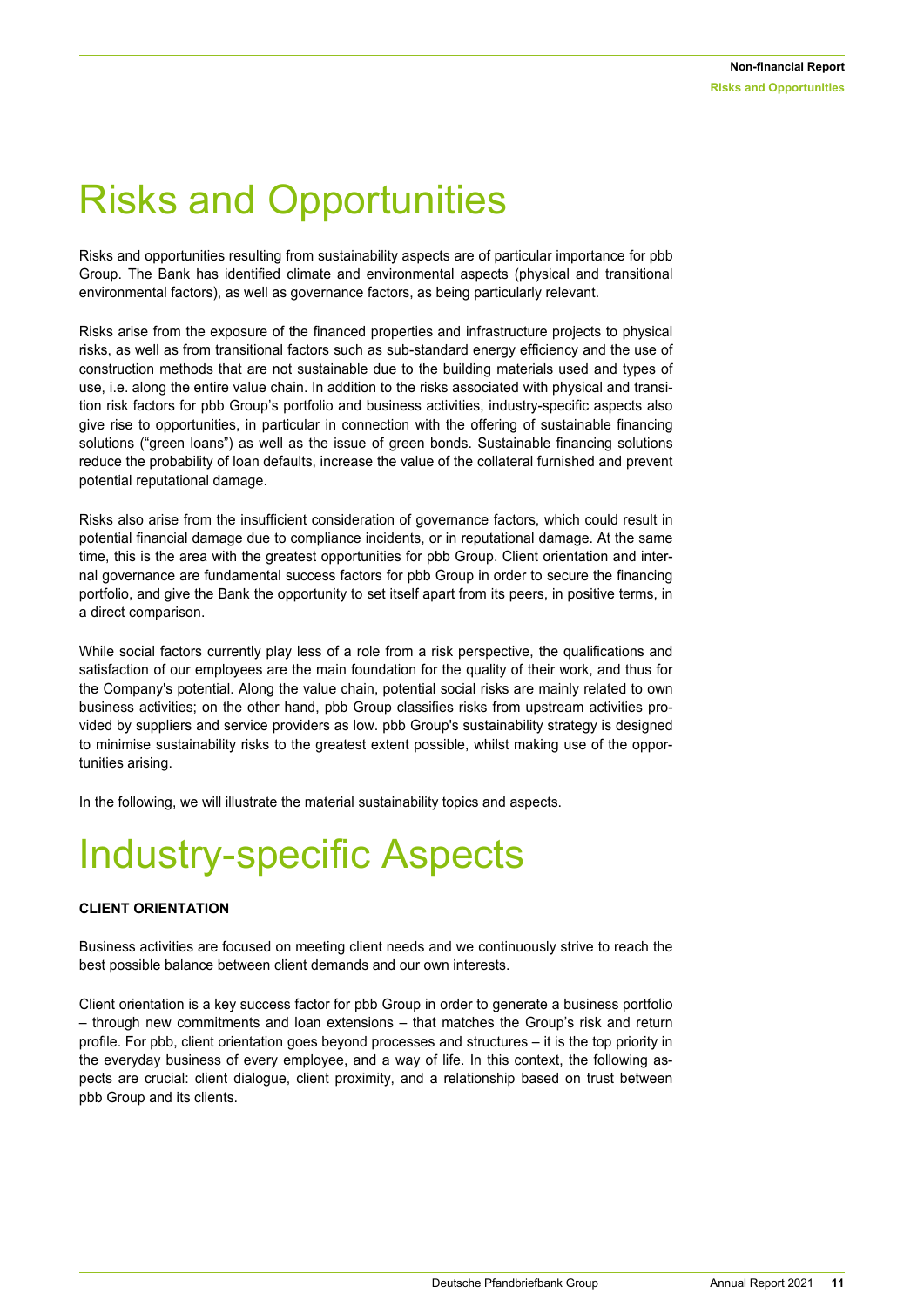# Risks and Opportunities

Risks and opportunities resulting from sustainability aspects are of particular importance for pbb Group. The Bank has identified climate and environmental aspects (physical and transitional environmental factors), as well as governance factors, as being particularly relevant.

Risks arise from the exposure of the financed properties and infrastructure projects to physical risks, as well as from transitional factors such as sub-standard energy efficiency and the use of construction methods that are not sustainable due to the building materials used and types of use, i.e. along the entire value chain. In addition to the risks associated with physical and transition risk factors for pbb Group's portfolio and business activities, industry-specific aspects also give rise to opportunities, in particular in connection with the offering of sustainable financing solutions ("green loans") as well as the issue of green bonds. Sustainable financing solutions reduce the probability of loan defaults, increase the value of the collateral furnished and prevent potential reputational damage.

Risks also arise from the insufficient consideration of governance factors, which could result in potential financial damage due to compliance incidents, or in reputational damage. At the same time, this is the area with the greatest opportunities for pbb Group. Client orientation and internal governance are fundamental success factors for pbb Group in order to secure the financing portfolio, and give the Bank the opportunity to set itself apart from its peers, in positive terms, in a direct comparison.

While social factors currently play less of a role from a risk perspective, the qualifications and satisfaction of our employees are the main foundation for the quality of their work, and thus for the Company's potential. Along the value chain, potential social risks are mainly related to own business activities; on the other hand, pbb Group classifies risks from upstream activities provided by suppliers and service providers as low. pbb Group's sustainability strategy is designed to minimise sustainability risks to the greatest extent possible, whilst making use of the opportunities arising.

In the following, we will illustrate the material sustainability topics and aspects.

# Industry-specific Aspects

**CLIENT ORIENTATION**

Business activities are focused on meeting client needs and we continuously strive to reach the best possible balance between client demands and our own interests.

Client orientation is a key success factor for pbb Group in order to generate a business portfolio – through new commitments and loan extensions – that matches the Group's risk and return profile. For pbb, client orientation goes beyond processes and structures – it is the top priority in the everyday business of every employee, and a way of life. In this context, the following aspects are crucial: client dialogue, client proximity, and a relationship based on trust between pbb Group and its clients.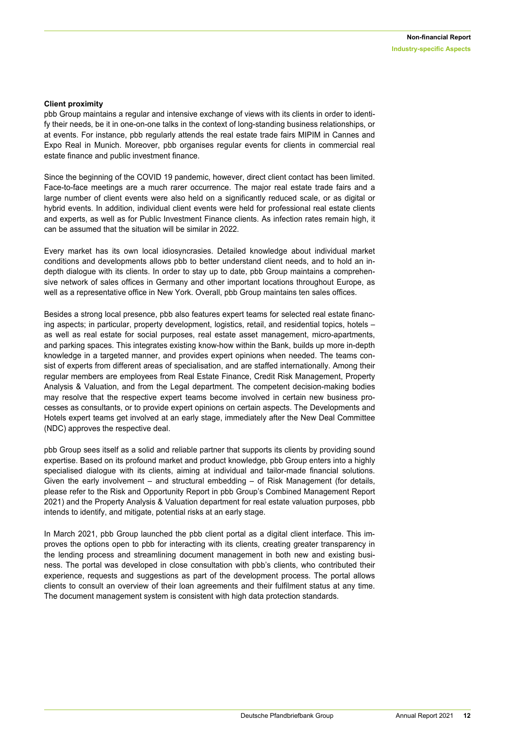### Client proximity

pbb Group maintains a regular and intensive exchange of views with its clients in order to identify their needs, be it in one-on-one talks in the context of long-standing business relationships, or at events. For instance, pbb regularly attends the real estate trade fairs MIPIM in Cannes and Expo Real in Munich. Moreover, pbb organises regular events for clients in commercial real estate finance and public investment finance.

Since the beginning of the COVID 19 pandemic, however, direct client contact has been limited. Face-to-face meetings are a much rarer occurrence. The major real estate trade fairs and a large number of client events were also held on a significantly reduced scale, or as digital or hybrid events. In addition, individual client events were held for professional real estate clients and experts, as well as for Public Investment Finance clients. As infection rates remain high, it can be assumed that the situation will be similar in 2022.

Every market has its own local idiosyncrasies. Detailed knowledge about individual market conditions and developments allows pbb to better understand client needs, and to hold an in-depth dialogue with its clients. In order to stay up to date, pbb Group maintains a comprehensive network of sales offices in Germany and other important locations throughout Europe, as well as a representative office in New York. Overall, pbb Group maintains ten sales offices.

Besides a strong local presence, pbb also features expert teams for selected real estate financing aspects; in particular, property development, logistics, retail, and residential topics, hotels – as well as real estate for social purposes, real estate asset management, micro-apartments, and parking spaces. This integrates existing know-how within the Bank, builds up more in-depth knowledge in a targeted manner, and provides expert opinions when needed. The teams consist of experts from different areas of specialisation, and are staffed internationally. Among their regular members are employees from Real Estate Finance, Credit Risk Management, Property Analysis & Valuation, and from the Legal department. The competent decision-making bodies may resolve that the respective expert teams become involved in certain new business processes as consultants, or to provide expert opinions on certain aspects. The Developments and Hotels expert teams get involved at an early stage, immediately after the New Deal Committee (NDC) approves the respective deal.

pbb Group sees itself as a solid and reliable partner that supports its clients by providing sound expertise. Based on its profound market and product knowledge, pbb Group enters into a highly specialised dialogue with its clients, aiming at individual and tailor-made financial solutions. Given the early involvement – and structural embedding – of Risk Management (for details, please refer to the Risk and Opportunity Report in pbb Group's Combined Management Report 2021) and the Property Analysis & Valuation department for real estate valuation purposes, pbb intends to identify, and mitigate, potential risks at an early stage.

In March 2021, pbb Group launched the pbb client portal as a digital client interface. This improves the options open to pbb for interacting with its clients, creating greater transparency in the lending process and streamlining document management in both new and existing business. The portal was developed in close consultation with pbb's clients, who contributed their experience, requests and suggestions as part of the development process. The portal allows clients to consult an overview of their loan agreements and their fulfilment status at any time. The document management system is consistent with high data protection standards.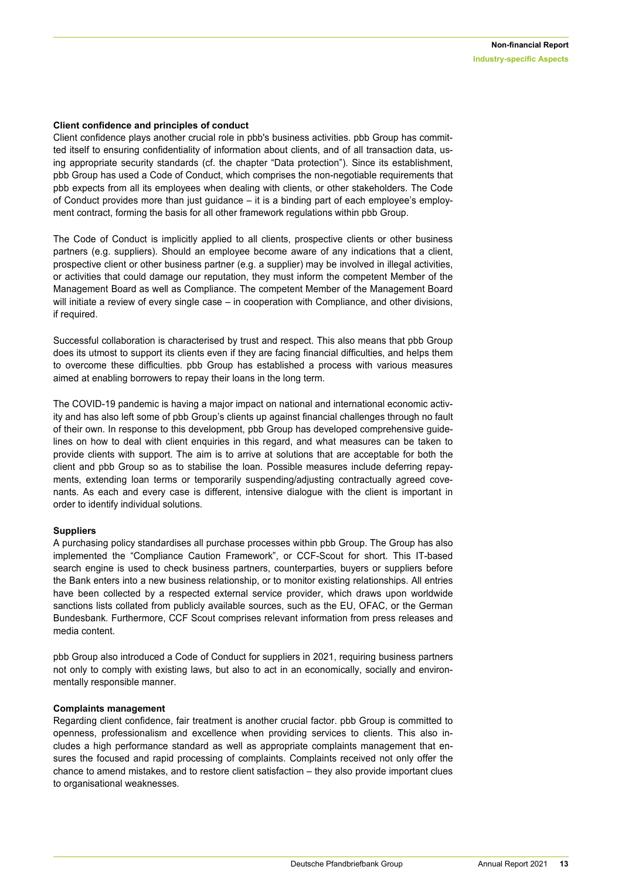#### Client confidence and principles of conduct

Client confidence plays another crucial role in pbb's business activities. pbb Group has committed itself to ensuring confidentiality of information about clients, and of all transaction data, using appropriate security standards (cf. the chapter "Data protection"). Since its establishment, pbb Group has used a Code of Conduct, which comprises the non-negotiable requirements that pbb expects from all its employees when dealing with clients, or other stakeholders. The Code of Conduct provides more than just guidance – it is a binding part of each employee's employment contract, forming the basis for all other framework regulations within pbb Group.

The Code of Conduct is implicitly applied to all clients, prospective clients or other business partners (e.g. suppliers). Should an employee become aware of any indications that a client, prospective client or other business partner (e.g. a supplier) may be involved in illegal activities, or activities that could damage our reputation, they must inform the competent Member of the Management Board as well as Compliance. The competent Member of the Management Board will initiate a review of every single case – in cooperation with Compliance, and other divisions, if required.

Successful collaboration is characterised by trust and respect. This also means that pbb Group does its utmost to support its clients even if they are facing financial difficulties, and helps them to overcome these difficulties. pbb Group has established a process with various measures aimed at enabling borrowers to repay their loans in the long term.

The COVID-19 pandemic is having a major impact on national and international economic activity and has also left some of pbb Group's clients up against financial challenges through no fault of their own. In response to this development, pbb Group has developed comprehensive guidelines on how to deal with client enquiries in this regard, and what measures can be taken to provide clients with support. The aim is to arrive at solutions that are acceptable for both the client and pbb Group so as to stabilise the loan. Possible measures include deferring repayments, extending loan terms or temporarily suspending/adjusting contractually agreed covenants. As each and every case is different, intensive dialogue with the client is important in order to identify individual solutions.

#### Suppliers

A purchasing policy standardises all purchase processes within pbb Group. The Group has also implemented the "Compliance Caution Framework", or CCF-Scout for short. This IT-based search engine is used to check business partners, counterparties, buyers or suppliers before the Bank enters into a new business relationship, or to monitor existing relationships. All entries have been collected by a respected external service provider, which draws upon worldwide sanctions lists collated from publicly available sources, such as the EU, OFAC, or the German Bundesbank. Furthermore, CCF Scout comprises relevant information from press releases and media content.

pbb Group also introduced a Code of Conduct for suppliers in 2021, requiring business partners not only to comply with existing laws, but also to act in an economically, socially and environmentally responsible manner.

#### Complaints management

Regarding client confidence, fair treatment is another crucial factor. pbb Group is committed to openness, professionalism and excellence when providing services to clients. This also includes a high performance standard as well as appropriate complaints management that ensures the focused and rapid processing of complaints. Complaints received not only offer the chance to amend mistakes, and to restore client satisfaction – they also provide important clues to organisational weaknesses.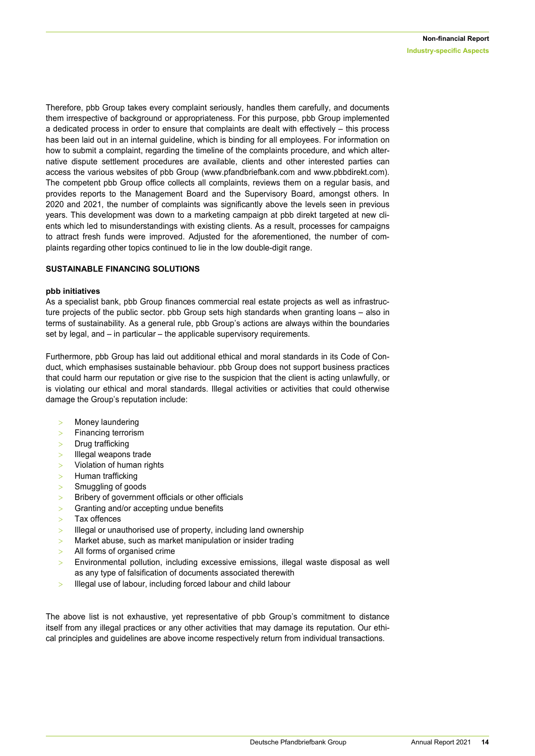Therefore, pbb Group takes every complaint seriously, handles them carefully, and documents them irrespective of background or appropriateness. For this purpose, pbb Group implemented a dedicated process in order to ensure that complaints are dealt with effectively – this process has been laid out in an internal guideline, which is binding for all employees. For information on how to submit a complaint, regarding the timeline of the complaints procedure, and which alternative dispute settlement procedures are available, clients and other interested parties can access the various websites of pbb Group (www.pfandbriefbank.com and www.pbbdirekt.com). The competent pbb Group office collects all complaints, reviews them on a regular basis, and provides reports to the Management Board and the Supervisory Board, amongst others. In 2020 and 2021, the number of complaints was significantly above the levels seen in previous years. This development was down to a marketing campaign at pbb direkt targeted at new clients which led to misunderstandings with existing clients. As a result, processes for campaigns to attract fresh funds were improved. Adjusted for the aforementioned, the number of complaints regarding other topics continued to lie in the low double-digit range.

## SUSTAINABLE FINANCING SOLUTIONS

### pbb initiatives

As a specialist bank, pbb Group finances commercial real estate projects as well as infrastructure projects of the public sector. pbb Group sets high standards when granting loans – also in terms of sustainability. As a general rule, pbb Group's actions are always within the boundaries set by legal, and – in particular – the applicable supervisory requirements.

Furthermore, pbb Group has laid out additional ethical and moral standards in its Code of Conduct, which emphasises sustainable behaviour. pbb Group does not support business practices that could harm our reputation or give rise to the suspicion that the client is acting unlawfully, or is violating our ethical and moral standards. Illegal activities or activities that could otherwise damage the Group's reputation include:

- Money laundering
- Financing terrorism
- Drug trafficking
- Illegal weapons trade
- Violation of human rights
- Human trafficking
- Smuggling of goods
- Bribery of government officials or other officials
- Granting and/or accepting undue benefits
- Tax offences
- Illegal or unauthorised use of property, including land ownership
- Market abuse, such as market manipulation or insider trading
- All forms of organised crime
- Environmental pollution, including excessive emissions, illegal waste disposal as well as any type of falsification of documents associated therewith
- Illegal use of labour, including forced labour and child labour

The above list is not exhaustive, yet representative of pbb Group's commitment to distance itself from any illegal practices or any other activities that may damage its reputation. Our ethical principles and guidelines are above income respectively return from individual transactions.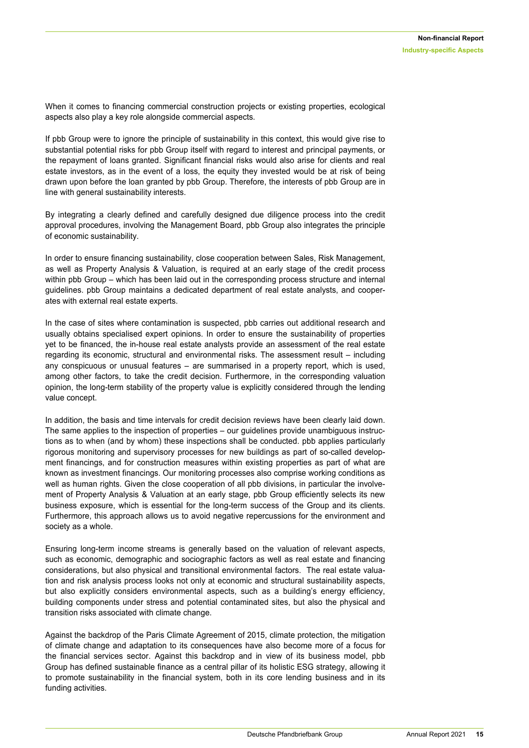When it comes to financing commercial construction projects or existing properties, ecological aspects also play a key role alongside commercial aspects.

If pbb Group were to ignore the principle of sustainability in this context, this would give rise to substantial potential risks for pbb Group itself with regard to interest and principal payments, or the repayment of loans granted. Significant financial risks would also arise for clients and real estate investors, as in the event of a loss, the equity they invested would be at risk of being drawn upon before the loan granted by pbb Group. Therefore, the interests of pbb Group are in line with general sustainability interests.

By integrating a clearly defined and carefully designed due diligence process into the credit approval procedures, involving the Management Board, pbb Group also integrates the principle of economic sustainability.

In order to ensure financing sustainability, close cooperation between Sales, Risk Management, as well as Property Analysis & Valuation, is required at an early stage of the credit process within pbb Group – which has been laid out in the corresponding process structure and internal guidelines. pbb Group maintains a dedicated department of real estate analysts, and cooperates with external real estate experts.

In the case of sites where contamination is suspected, pbb carries out additional research and usually obtains specialised expert opinions. In order to ensure the sustainability of properties yet to be financed, the in-house real estate analysts provide an assessment of the real estate regarding its economic, structural and environmental risks. The assessment result – including any conspicuous or unusual features – are summarised in a property report, which is used, among other factors, to take the credit decision. Furthermore, in the corresponding valuation opinion, the long-term stability of the property value is explicitly considered through the lending value concept.

In addition, the basis and time intervals for credit decision reviews have been clearly laid down. The same applies to the inspection of properties – our guidelines provide unambiguous instructions as to when (and by whom) these inspections shall be conducted. pbb applies particularly rigorous monitoring and supervisory processes for new buildings as part of so-called development financings, and for construction measures within existing properties as part of what are known as investment financings. Our monitoring processes also comprise working conditions as well as human rights. Given the close cooperation of all pbb divisions, in particular the involvement of Property Analysis & Valuation at an early stage, pbb Group efficiently selects its new business exposure, which is essential for the long-term success of the Group and its clients. Furthermore, this approach allows us to avoid negative repercussions for the environment and society as a whole.

Ensuring long-term income streams is generally based on the valuation of relevant aspects, such as economic, demographic and sociographic factors as well as real estate and financing considerations, but also physical and transitional environmental factors. The real estate valuation and risk analysis process looks not only at economic and structural sustainability aspects, but also explicitly considers environmental aspects, such as a building's energy efficiency, building components under stress and potential contaminated sites, but also the physical and transition risks associated with climate change.

Against the backdrop of the Paris Climate Agreement of 2015, climate protection, the mitigation of climate change and adaptation to its consequences have also become more of a focus for the financial services sector. Against this backdrop and in view of its business model, pbb Group has defined sustainable finance as a central pillar of its holistic ESG strategy, allowing it to promote sustainability in the financial system, both in its core lending business and in its funding activities.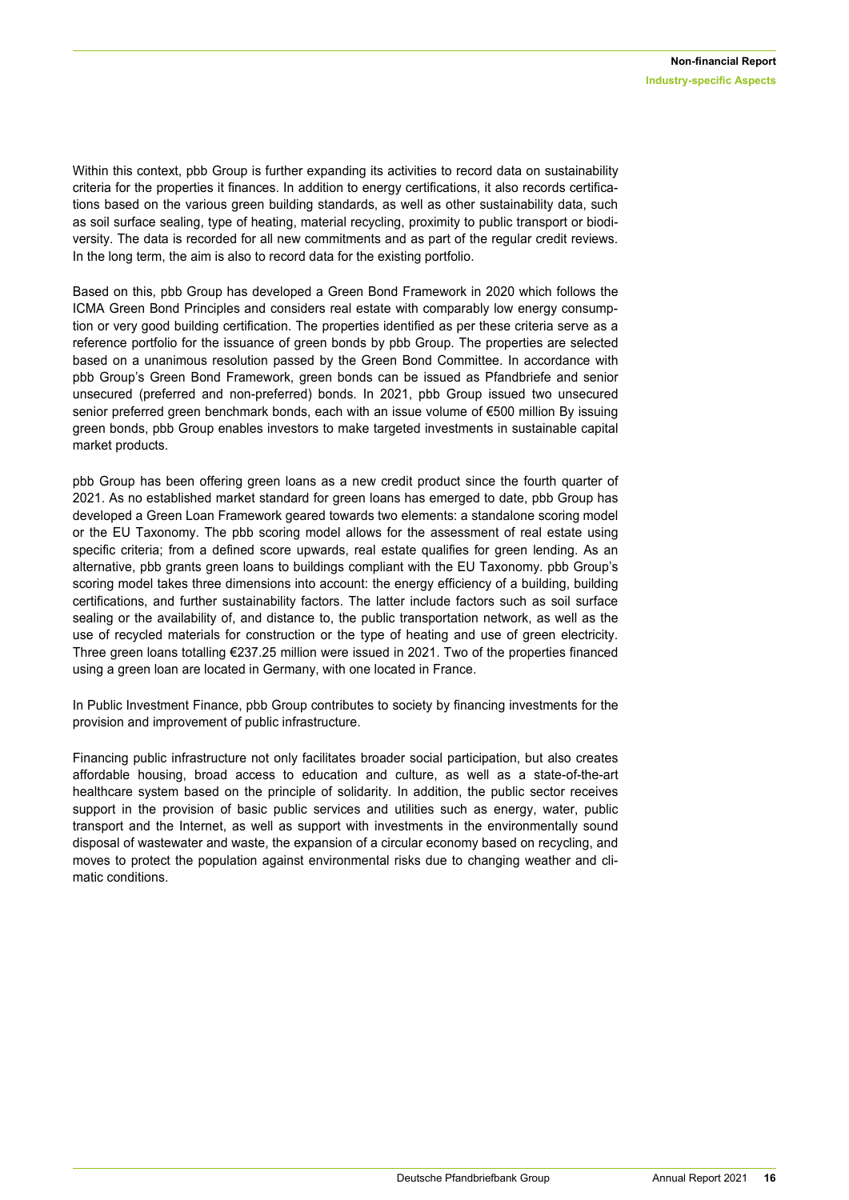Within this context, pbb Group is further expanding its activities to record data on sustainability criteria for the properties it finances. In addition to energy certifications, it also records certifications based on the various green building standards, as well as other sustainability data, such as soil surface sealing, type of heating, material recycling, proximity to public transport or biodiversity. The data is recorded for all new commitments and as part of the regular credit reviews. In the long term, the aim is also to record data for the existing portfolio.

Based on this, pbb Group has developed a Green Bond Framework in 2020 which follows the ICMA Green Bond Principles and considers real estate with comparably low energy consumption or very good building certification. The properties identified as per these criteria serve as a reference portfolio for the issuance of green bonds by pbb Group. The properties are selected based on a unanimous resolution passed by the Green Bond Committee. In accordance with pbb Group's Green Bond Framework, green bonds can be issued as Pfandbriefe and senior unsecured (preferred and non-preferred) bonds. In 2021, pbb Group issued two unsecured senior preferred green benchmark bonds, each with an issue volume of €500 million By issuing green bonds, pbb Group enables investors to make targeted investments in sustainable capital market products.

pbb Group has been offering green loans as a new credit product since the fourth quarter of 2021. As no established market standard for green loans has emerged to date, pbb Group has developed a Green Loan Framework geared towards two elements: a standalone scoring model or the EU Taxonomy. The pbb scoring model allows for the assessment of real estate using specific criteria; from a defined score upwards, real estate qualifies for green lending. As an alternative, pbb grants green loans to buildings compliant with the EU Taxonomy. pbb Group's scoring model takes three dimensions into account: the energy efficiency of a building, building certifications, and further sustainability factors. The latter include factors such as soil surface sealing or the availability of, and distance to, the public transportation network, as well as the use of recycled materials for construction or the type of heating and use of green electricity. Three green loans totalling €237.25 million were issued in 2021. Two of the properties financed using a green loan are located in Germany, with one located in France.

In Public Investment Finance, pbb Group contributes to society by financing investments for the provision and improvement of public infrastructure.

Financing public infrastructure not only facilitates broader social participation, but also creates affordable housing, broad access to education and culture, as well as a state-of-the-art healthcare system based on the principle of solidarity. In addition, the public sector receives support in the provision of basic public services and utilities such as energy, water, public transport and the Internet, as well as support with investments in the environmentally sound disposal of wastewater and waste, the expansion of a circular economy based on recycling, and moves to protect the population against environmental risks due to changing weather and climatic conditions.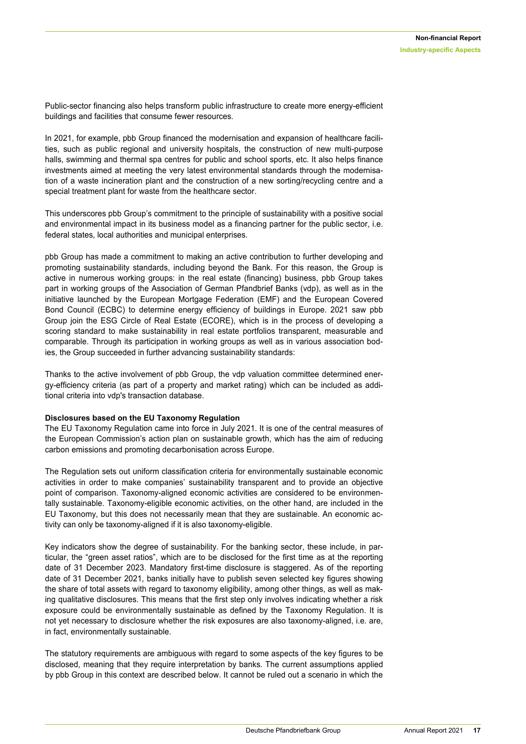Public-sector financing also helps transform public infrastructure to create more energy-efficient buildings and facilities that consume fewer resources.

In 2021, for example, pbb Group financed the modernisation and expansion of healthcare facilities, such as public regional and university hospitals, the construction of new multi-purpose halls, swimming and thermal spa centres for public and school sports, etc. It also helps finance investments aimed at meeting the very latest environmental standards through the modernisation of a waste incineration plant and the construction of a new sorting/recycling centre and a special treatment plant for waste from the healthcare sector.

This underscores pbb Group's commitment to the principle of sustainability with a positive social and environmental impact in its business model as a financing partner for the public sector, i.e. federal states, local authorities and municipal enterprises.

pbb Group has made a commitment to making an active contribution to further developing and promoting sustainability standards, including beyond the Bank. For this reason, the Group is active in numerous working groups: in the real estate (financing) business, pbb Group takes part in working groups of the Association of German Pfandbrief Banks (vdp), as well as in the initiative launched by the European Mortgage Federation (EMF) and the European Covered Bond Council (ECBC) to determine energy efficiency of buildings in Europe. 2021 saw pbb Group join the ESG Circle of Real Estate (ECORE), which is in the process of developing a scoring standard to make sustainability in real estate portfolios transparent, measurable and comparable. Through its participation in working groups as well as in various association bodies, the Group succeeded in further advancing sustainability standards:

Thanks to the active involvement of pbb Group, the vdp valuation committee determined energy-efficiency criteria (as part of a property and market rating) which can be included as additional criteria into vdp's transaction database.

**Disclosures based on the EU Taxonomy Regulation**

The EU Taxonomy Regulation came into force in July 2021. It is one of the central measures of the European Commission's action plan on sustainable growth, which has the aim of reducing carbon emissions and promoting decarbonisation across Europe.

The Regulation sets out uniform classification criteria for environmentally sustainable economic activities in order to make companies' sustainability transparent and to provide an objective point of comparison. Taxonomy-aligned economic activities are considered to be environmentally sustainable. Taxonomy-eligible economic activities, on the other hand, are included in the EU Taxonomy, but this does not necessarily mean that they are sustainable. An economic activity can only be taxonomy-aligned if it is also taxonomy-eligible.

Key indicators show the degree of sustainability. For the banking sector, these include, in particular, the "green asset ratios", which are to be disclosed for the first time as at the reporting date of 31 December 2023. Mandatory first-time disclosure is staggered. As of the reporting date of 31 December 2021, banks initially have to publish seven selected key figures showing the share of total assets with regard to taxonomy eligibility, among other things, as well as making qualitative disclosures. This means that the first step only involves indicating whether a risk exposure could be environmentally sustainable as defined by the Taxonomy Regulation. It is not yet necessary to disclosure whether the risk exposures are also taxonomy-aligned, i.e. are, in fact, environmentally sustainable.

The statutory requirements are ambiguous with regard to some aspects of the key figures to be disclosed, meaning that they require interpretation by banks. The current assumptions applied by pbb Group in this context are described below. It cannot be ruled out a scenario in which the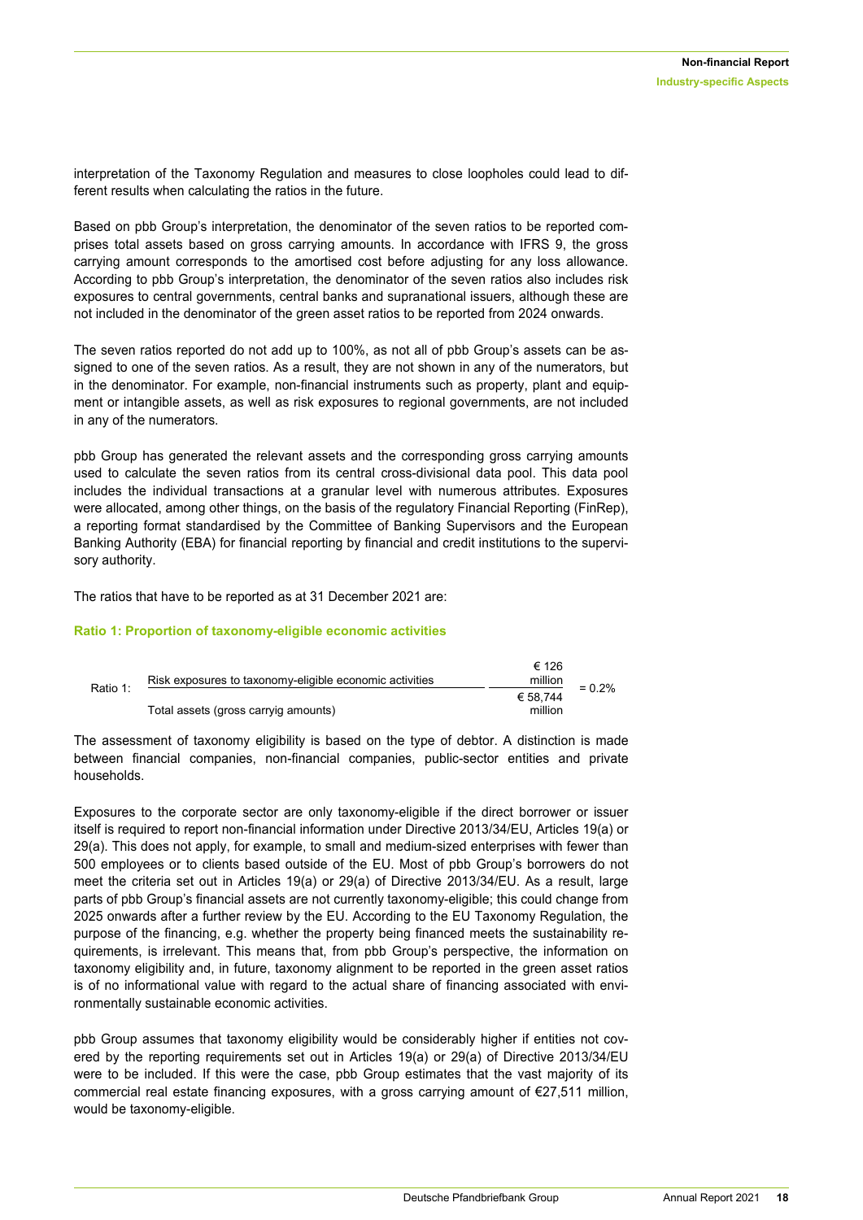interpretation of the Taxonomy Regulation and measures to close loopholes could lead to different results when calculating the ratios in the future.

Based on pbb Group's interpretation, the denominator of the seven ratios to be reported comprises total assets based on gross carrying amounts. In accordance with IFRS 9, the gross carrying amount corresponds to the amortised cost before adjusting for any loss allowance. According to pbb Group's interpretation, the denominator of the seven ratios also includes risk exposures to central governments, central banks and supranational issuers, although these are not included in the denominator of the green asset ratios to be reported from 2024 onwards.

The seven ratios reported do not add up to 100%, as not all of pbb Group's assets can be assigned to one of the seven ratios. As a result, they are not shown in any of the numerators, but in the denominator. For example, non-financial instruments such as property, plant and equipment or intangible assets, as well as risk exposures to regional governments, are not included in any of the numerators.

pbb Group has generated the relevant assets and the corresponding gross carrying amounts used to calculate the seven ratios from its central cross-divisional data pool. This data pool includes the individual transactions at a granular level with numerous attributes. Exposures were allocated, among other things, on the basis of the regulatory Financial Reporting (FinRep), a reporting format standardised by the Committee of Banking Supervisors and the European Banking Authority (EBA) for financial reporting by financial and credit institutions to the supervisory authority.

The ratios that have to be reported as at 31 December 2021 are:

### Ratio 1: Proportion of taxonomy-eligible economic activities

$$\text{Ratio 1:} \quad \frac{\text{Risk exposures to taxonomy-eligible economic activities}}{\text{Total assets (gross carryig amounts)}} \quad \frac{\text{€ 126 million}}{\text{€ 58,744 million}} = 0.2\%$$

The assessment of taxonomy eligibility is based on the type of debtor. A distinction is made between financial companies, non-financial companies, public-sector entities and private households.

Exposures to the corporate sector are only taxonomy-eligible if the direct borrower or issuer itself is required to report non-financial information under Directive 2013/34/EU, Articles 19(a) or 29(a). This does not apply, for example, to small and medium-sized enterprises with fewer than 500 employees or to clients based outside of the EU. Most of pbb Group's borrowers do not meet the criteria set out in Articles 19(a) or 29(a) of Directive 2013/34/EU. As a result, large parts of pbb Group's financial assets are not currently taxonomy-eligible; this could change from 2025 onwards after a further review by the EU. According to the EU Taxonomy Regulation, the purpose of the financing, e.g. whether the property being financed meets the sustainability requirements, is irrelevant. This means that, from pbb Group's perspective, the information on taxonomy eligibility and, in future, taxonomy alignment to be reported in the green asset ratios is of no informational value with regard to the actual share of financing associated with environmentally sustainable economic activities.

pbb Group assumes that taxonomy eligibility would be considerably higher if entities not covered by the reporting requirements set out in Articles 19(a) or 29(a) of Directive 2013/34/EU were to be included. If this were the case, pbb Group estimates that the vast majority of its commercial real estate financing exposures, with a gross carrying amount of €27,511 million, would be taxonomy-eligible.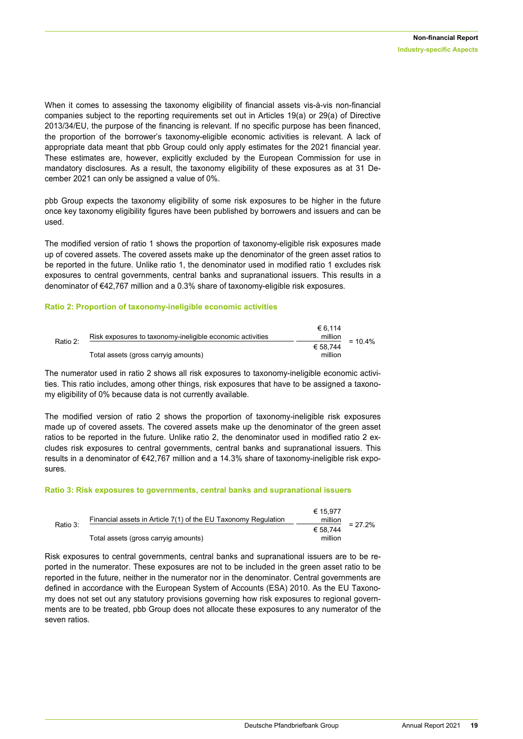When it comes to assessing the taxonomy eligibility of financial assets vis-à-vis non-financial companies subject to the reporting requirements set out in Articles 19(a) or 29(a) of Directive 2013/34/EU, the purpose of the financing is relevant. If no specific purpose has been financed, the proportion of the borrower's taxonomy-eligible economic activities is relevant. A lack of appropriate data meant that pbb Group could only apply estimates for the 2021 financial year. These estimates are, however, explicitly excluded by the European Commission for use in mandatory disclosures. As a result, the taxonomy eligibility of these exposures as at 31 December 2021 can only be assigned a value of 0%.

pbb Group expects the taxonomy eligibility of some risk exposures to be higher in the future once key taxonomy eligibility figures have been published by borrowers and issuers and can be used.

The modified version of ratio 1 shows the proportion of taxonomy-eligible risk exposures made up of covered assets. The covered assets make up the denominator of the green asset ratios to be reported in the future. Unlike ratio 1, the denominator used in modified ratio 1 excludes risk exposures to central governments, central banks and supranational issuers. This results in a denominator of €42,767 million and a 0.3% share of taxonomy-eligible risk exposures.

### Ratio 2: Proportion of taxonomy-ineligible economic activities

$$\text{Ratio 2: } \frac{\text{Risk exposures to taxonomy-ineligible economic activities}}{\text{Total assets (gross carryig amounts)}} = \frac{\text{€ 6,114 million}}{\text{€ 58,744 million}} = 10.4\%$$

The numerator used in ratio 2 shows all risk exposures to taxonomy-ineligible economic activities. This ratio includes, among other things, risk exposures that have to be assigned a taxonomy eligibility of 0% because data is not currently available.

The modified version of ratio 2 shows the proportion of taxonomy-ineligible risk exposures made up of covered assets. The covered assets make up the denominator of the green asset ratios to be reported in the future. Unlike ratio 2, the denominator used in modified ratio 2 excludes risk exposures to central governments, central banks and supranational issuers. This results in a denominator of €42,767 million and a 14.3% share of taxonomy-ineligible risk exposures.

### Ratio 3: Risk exposures to governments, central banks and supranational issuers

$$\text{Ratio 3: } \frac{\text{Financial assets in Article 7(1) of the EU Taxonomy Regulation}}{\text{Total assets (gross carryig amounts)}} = \frac{\text{€ 15,977 million}}{\text{€ 58,744 million}} = 27.2\%$$

Risk exposures to central governments, central banks and supranational issuers are to be reported in the numerator. These exposures are not to be included in the green asset ratio to be reported in the future, neither in the numerator nor in the denominator. Central governments are defined in accordance with the European System of Accounts (ESA) 2010. As the EU Taxonomy does not set out any statutory provisions governing how risk exposures to regional governments are to be treated, pbb Group does not allocate these exposures to any numerator of the seven ratios.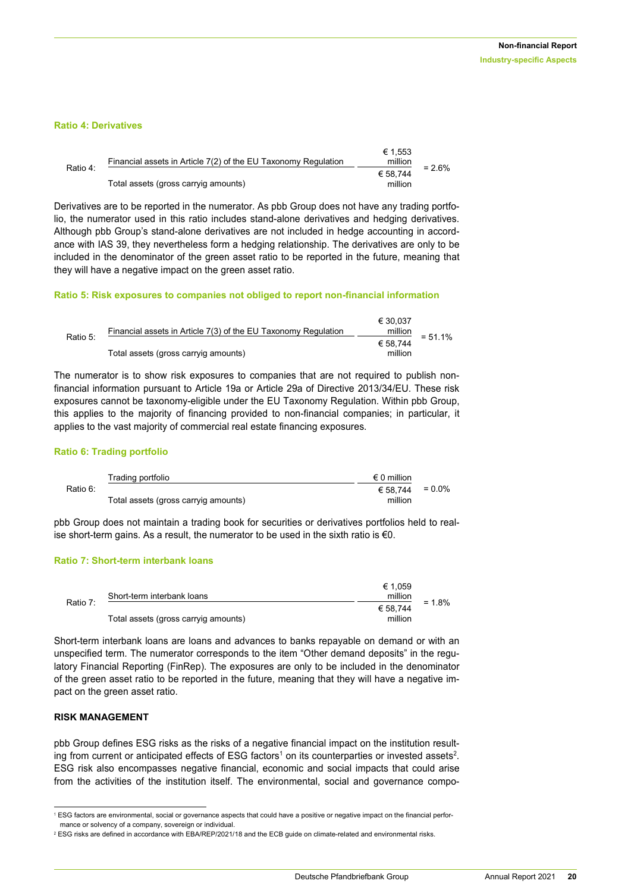#### Ratio 4: Derivatives

| Ratio 4: | Financial assets in Article 7(2) of the EU Taxonomy Regulation | € 1,553 million | = 2.6% |
|---|---|---|---|
| | Total assets (gross carryig amounts) | € 58,744 million | |

Derivatives are to be reported in the numerator. As pbb Group does not have any trading portfolio, the numerator used in this ratio includes stand-alone derivatives and hedging derivatives. Although pbb Group's stand-alone derivatives are not included in hedge accounting in accordance with IAS 39, they nevertheless form a hedging relationship. The derivatives are only to be included in the denominator of the green asset ratio to be reported in the future, meaning that they will have a negative impact on the green asset ratio.

#### Ratio 5: Risk exposures to companies not obliged to report non-financial information

| Ratio 5: | Financial assets in Article 7(3) of the EU Taxonomy Regulation | € 30,037 million | = 51.1% |
|---|---|---|---|
| | Total assets (gross carryig amounts) | € 58,744 million | |

The numerator is to show risk exposures to companies that are not required to publish non-financial information pursuant to Article 19a or Article 29a of Directive 2013/34/EU. These risk exposures cannot be taxonomy-eligible under the EU Taxonomy Regulation. Within pbb Group, this applies to the majority of financing provided to non-financial companies; in particular, it applies to the vast majority of commercial real estate financing exposures.

#### Ratio 6: Trading portfolio

| Ratio 6: | Trading portfolio | € 0 million | = 0.0% |
|---|---|---|---|
| | Total assets (gross carryig amounts) | € 58,744 million | |

pbb Group does not maintain a trading book for securities or derivatives portfolios held to realise short-term gains. As a result, the numerator to be used in the sixth ratio is €0.

#### Ratio 7: Short-term interbank loans

| Ratio 7: | Short-term interbank loans | € 1,059 million | = 1.8% |
|---|---|---|---|
| | Total assets (gross carryig amounts) | € 58,744 million | |

Short-term interbank loans are loans and advances to banks repayable on demand or with an unspecified term. The numerator corresponds to the item "Other demand deposits" in the regulatory Financial Reporting (FinRep). The exposures are only to be included in the denominator of the green asset ratio to be reported in the future, meaning that they will have a negative impact on the green asset ratio.

### RISK MANAGEMENT

pbb Group defines ESG risks as the risks of a negative financial impact on the institution resulting from current or anticipated effects of ESG factors[1] on its counterparties or invested assets[2]. ESG risk also encompasses negative financial, economic and social impacts that could arise from the activities of the institution itself. The environmental, social and governance compo-

[1] ESG factors are environmental, social or governance aspects that could have a positive or negative impact on the financial performance or solvency of a company, sovereign or individual.

[2] ESG risks are defined in accordance with EBA/REP/2021/18 and the ECB guide on climate-related and environmental risks.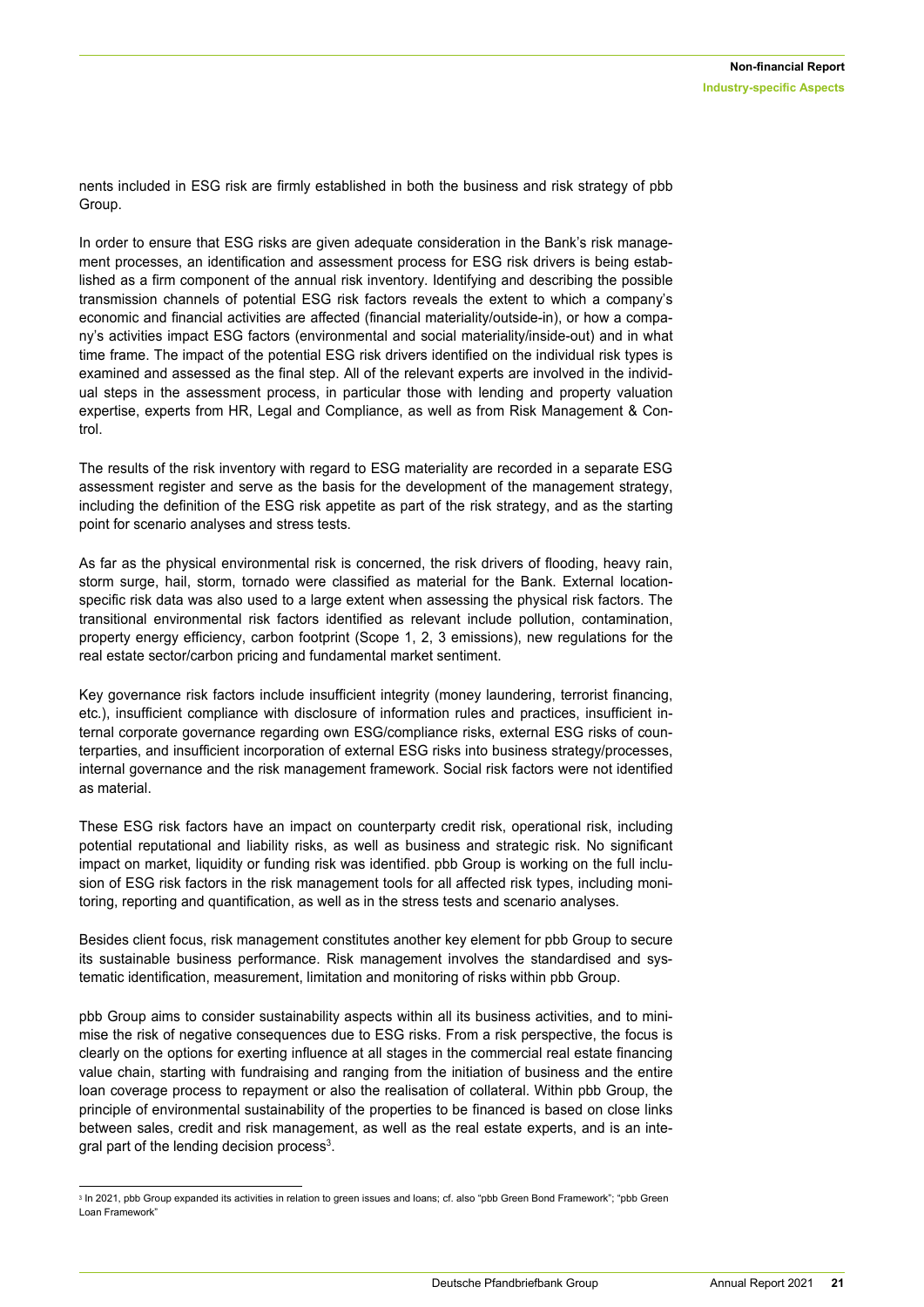nents included in ESG risk are firmly established in both the business and risk strategy of pbb Group.

In order to ensure that ESG risks are given adequate consideration in the Bank's risk management processes, an identification and assessment process for ESG risk drivers is being established as a firm component of the annual risk inventory. Identifying and describing the possible transmission channels of potential ESG risk factors reveals the extent to which a company's economic and financial activities are affected (financial materiality/outside-in), or how a company's activities impact ESG factors (environmental and social materiality/inside-out) and in what time frame. The impact of the potential ESG risk drivers identified on the individual risk types is examined and assessed as the final step. All of the relevant experts are involved in the individual steps in the assessment process, in particular those with lending and property valuation expertise, experts from HR, Legal and Compliance, as well as from Risk Management & Control.

The results of the risk inventory with regard to ESG materiality are recorded in a separate ESG assessment register and serve as the basis for the development of the management strategy, including the definition of the ESG risk appetite as part of the risk strategy, and as the starting point for scenario analyses and stress tests.

As far as the physical environmental risk is concerned, the risk drivers of flooding, heavy rain, storm surge, hail, storm, tornado were classified as material for the Bank. External location-specific risk data was also used to a large extent when assessing the physical risk factors. The transitional environmental risk factors identified as relevant include pollution, contamination, property energy efficiency, carbon footprint (Scope 1, 2, 3 emissions), new regulations for the real estate sector/carbon pricing and fundamental market sentiment.

Key governance risk factors include insufficient integrity (money laundering, terrorist financing, etc.), insufficient compliance with disclosure of information rules and practices, insufficient internal corporate governance regarding own ESG/compliance risks, external ESG risks of counterparties, and insufficient incorporation of external ESG risks into business strategy/processes, internal governance and the risk management framework. Social risk factors were not identified as material.

These ESG risk factors have an impact on counterparty credit risk, operational risk, including potential reputational and liability risks, as well as business and strategic risk. No significant impact on market, liquidity or funding risk was identified. pbb Group is working on the full inclusion of ESG risk factors in the risk management tools for all affected risk types, including monitoring, reporting and quantification, as well as in the stress tests and scenario analyses.

Besides client focus, risk management constitutes another key element for pbb Group to secure its sustainable business performance. Risk management involves the standardised and systematic identification, measurement, limitation and monitoring of risks within pbb Group.

pbb Group aims to consider sustainability aspects within all its business activities, and to minimise the risk of negative consequences due to ESG risks. From a risk perspective, the focus is clearly on the options for exerting influence at all stages in the commercial real estate financing value chain, starting with fundraising and ranging from the initiation of business and the entire loan coverage process to repayment or also the realisation of collateral. Within pbb Group, the principle of environmental sustainability of the properties to be financed is based on close links between sales, credit and risk management, as well as the real estate experts, and is an integral part of the lending decision process[3].

[3] In 2021, pbb Group expanded its activities in relation to green issues and loans; cf. also "pbb Green Bond Framework"; "pbb Green Loan Framework"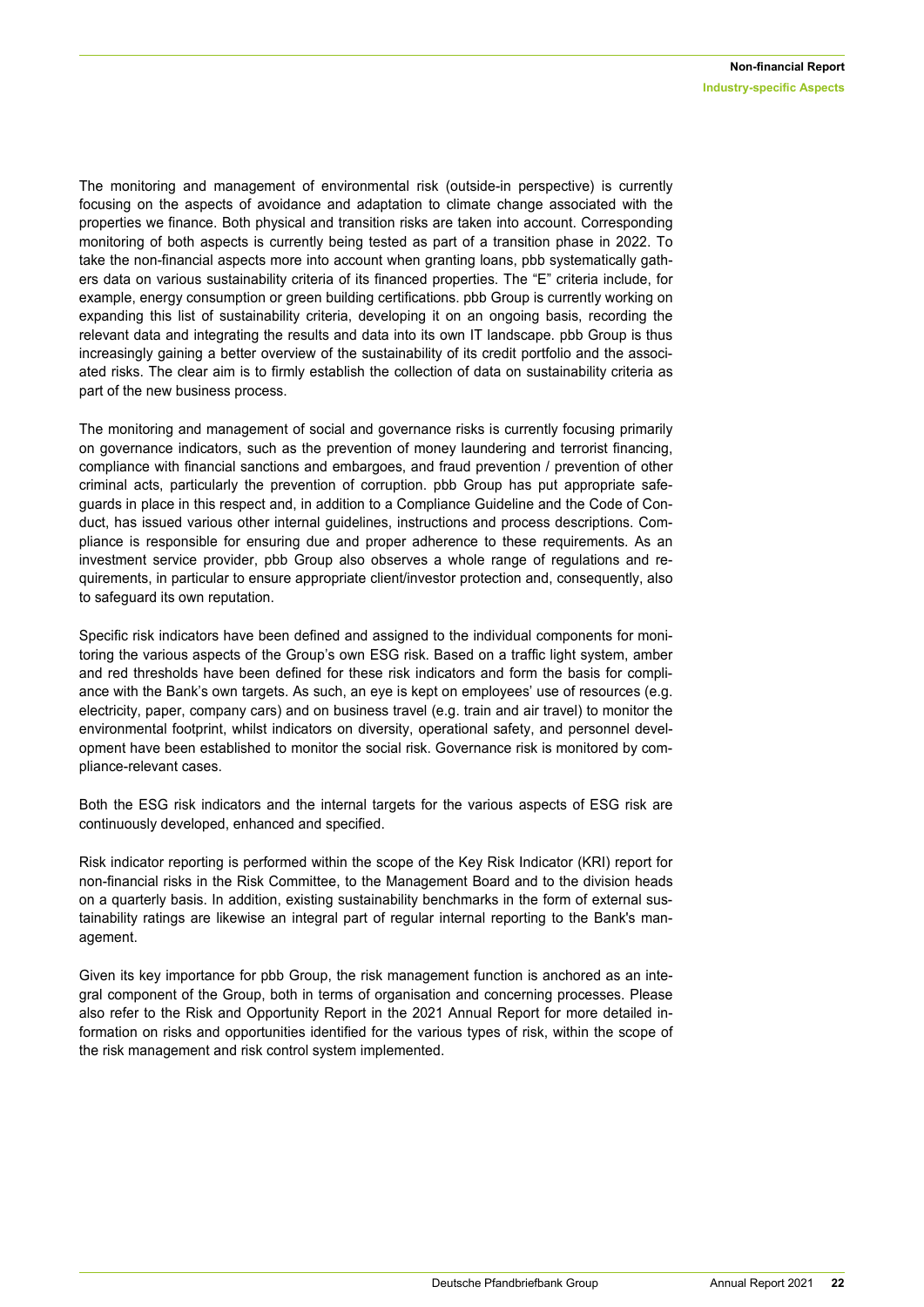The monitoring and management of environmental risk (outside-in perspective) is currently focusing on the aspects of avoidance and adaptation to climate change associated with the properties we finance. Both physical and transition risks are taken into account. Corresponding monitoring of both aspects is currently being tested as part of a transition phase in 2022. To take the non-financial aspects more into account when granting loans, pbb systematically gathers data on various sustainability criteria of its financed properties. The "E" criteria include, for example, energy consumption or green building certifications. pbb Group is currently working on expanding this list of sustainability criteria, developing it on an ongoing basis, recording the relevant data and integrating the results and data into its own IT landscape. pbb Group is thus increasingly gaining a better overview of the sustainability of its credit portfolio and the associated risks. The clear aim is to firmly establish the collection of data on sustainability criteria as part of the new business process.

The monitoring and management of social and governance risks is currently focusing primarily on governance indicators, such as the prevention of money laundering and terrorist financing, compliance with financial sanctions and embargoes, and fraud prevention / prevention of other criminal acts, particularly the prevention of corruption. pbb Group has put appropriate safeguards in place in this respect and, in addition to a Compliance Guideline and the Code of Conduct, has issued various other internal guidelines, instructions and process descriptions. Compliance is responsible for ensuring due and proper adherence to these requirements. As an investment service provider, pbb Group also observes a whole range of regulations and requirements, in particular to ensure appropriate client/investor protection and, consequently, also to safeguard its own reputation.

Specific risk indicators have been defined and assigned to the individual components for monitoring the various aspects of the Group's own ESG risk. Based on a traffic light system, amber and red thresholds have been defined for these risk indicators and form the basis for compliance with the Bank's own targets. As such, an eye is kept on employees' use of resources (e.g. electricity, paper, company cars) and on business travel (e.g. train and air travel) to monitor the environmental footprint, whilst indicators on diversity, operational safety, and personnel development have been established to monitor the social risk. Governance risk is monitored by compliance-relevant cases.

Both the ESG risk indicators and the internal targets for the various aspects of ESG risk are continuously developed, enhanced and specified.

Risk indicator reporting is performed within the scope of the Key Risk Indicator (KRI) report for non-financial risks in the Risk Committee, to the Management Board and to the division heads on a quarterly basis. In addition, existing sustainability benchmarks in the form of external sustainability ratings are likewise an integral part of regular internal reporting to the Bank's management.

Given its key importance for pbb Group, the risk management function is anchored as an integral component of the Group, both in terms of organisation and concerning processes. Please also refer to the Risk and Opportunity Report in the 2021 Annual Report for more detailed information on risks and opportunities identified for the various types of risk, within the scope of the risk management and risk control system implemented.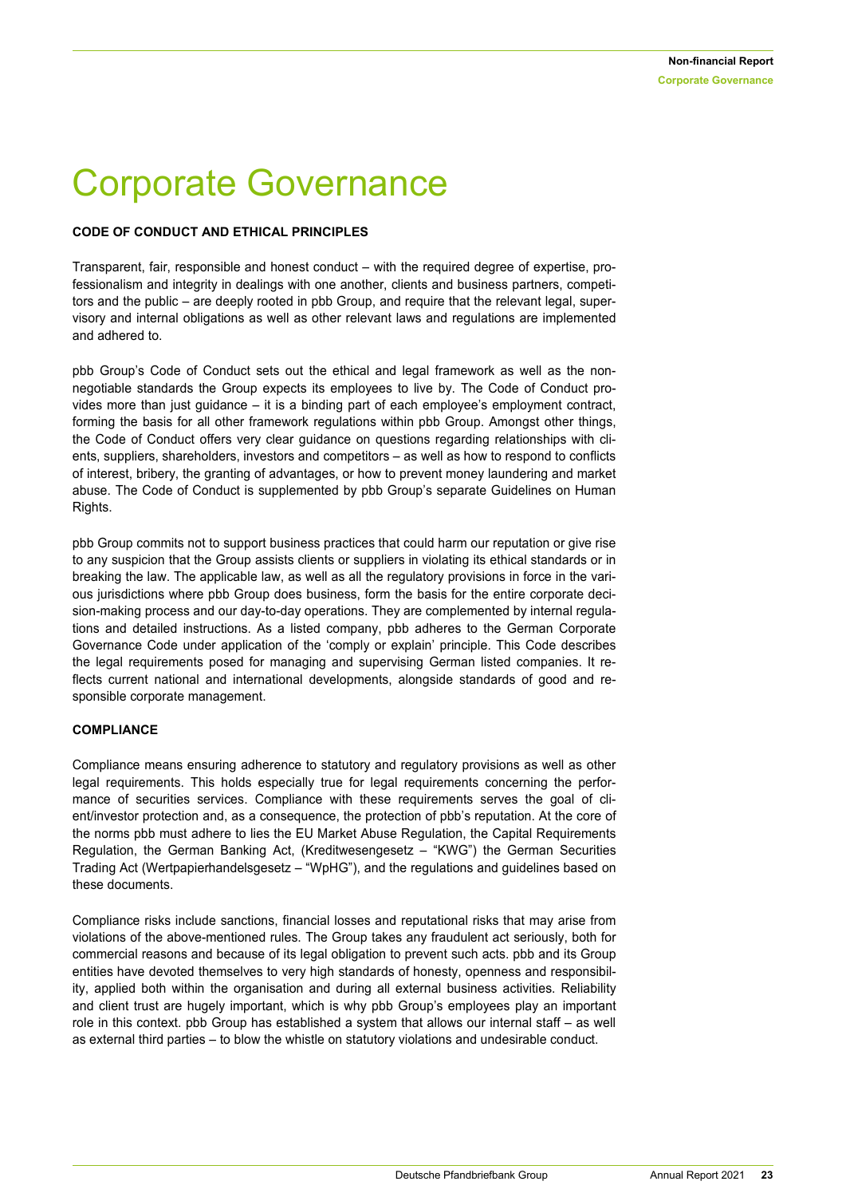# Corporate Governance

## CODE OF CONDUCT AND ETHICAL PRINCIPLES

Transparent, fair, responsible and honest conduct – with the required degree of expertise, professionalism and integrity in dealings with one another, clients and business partners, competitors and the public – are deeply rooted in pbb Group, and require that the relevant legal, supervisory and internal obligations as well as other relevant laws and regulations are implemented and adhered to.

pbb Group's Code of Conduct sets out the ethical and legal framework as well as the non-negotiable standards the Group expects its employees to live by. The Code of Conduct provides more than just guidance – it is a binding part of each employee's employment contract, forming the basis for all other framework regulations within pbb Group. Amongst other things, the Code of Conduct offers very clear guidance on questions regarding relationships with clients, suppliers, shareholders, investors and competitors – as well as how to respond to conflicts of interest, bribery, the granting of advantages, or how to prevent money laundering and market abuse. The Code of Conduct is supplemented by pbb Group's separate Guidelines on Human Rights.

pbb Group commits not to support business practices that could harm our reputation or give rise to any suspicion that the Group assists clients or suppliers in violating its ethical standards or in breaking the law. The applicable law, as well as all the regulatory provisions in force in the various jurisdictions where pbb Group does business, form the basis for the entire corporate decision-making process and our day-to-day operations. They are complemented by internal regulations and detailed instructions. As a listed company, pbb adheres to the German Corporate Governance Code under application of the 'comply or explain' principle. This Code describes the legal requirements posed for managing and supervising German listed companies. It reflects current national and international developments, alongside standards of good and responsible corporate management.

## COMPLIANCE

Compliance means ensuring adherence to statutory and regulatory provisions as well as other legal requirements. This holds especially true for legal requirements concerning the performance of securities services. Compliance with these requirements serves the goal of client/investor protection and, as a consequence, the protection of pbb's reputation. At the core of the norms pbb must adhere to lies the EU Market Abuse Regulation, the Capital Requirements Regulation, the German Banking Act, (Kreditwesengesetz – "KWG") the German Securities Trading Act (Wertpapierhandelsgesetz – "WpHG"), and the regulations and guidelines based on these documents.

Compliance risks include sanctions, financial losses and reputational risks that may arise from violations of the above-mentioned rules. The Group takes any fraudulent act seriously, both for commercial reasons and because of its legal obligation to prevent such acts. pbb and its Group entities have devoted themselves to very high standards of honesty, openness and responsibility, applied both within the organisation and during all external business activities. Reliability and client trust are hugely important, which is why pbb Group's employees play an important role in this context. pbb Group has established a system that allows our internal staff – as well as external third parties – to blow the whistle on statutory violations and undesirable conduct.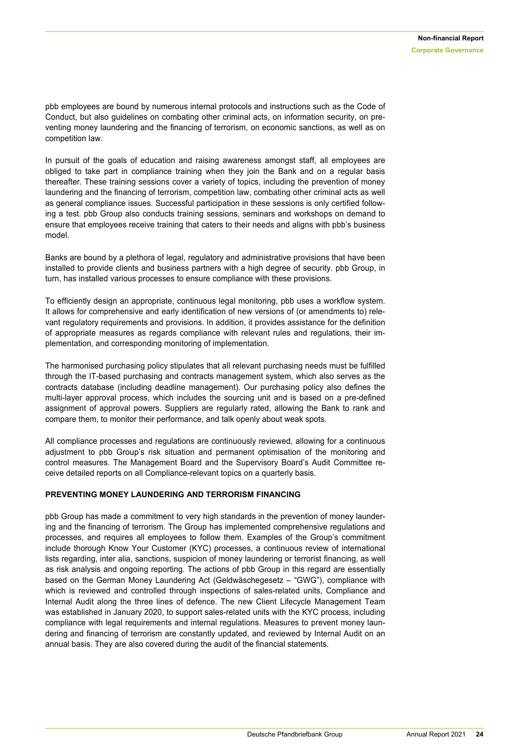pbb employees are bound by numerous internal protocols and instructions such as the Code of Conduct, but also guidelines on combating other criminal acts, on information security, on preventing money laundering and the financing of terrorism, on economic sanctions, as well as on competition law.

In pursuit of the goals of education and raising awareness amongst staff, all employees are obliged to take part in compliance training when they join the Bank and on a regular basis thereafter. These training sessions cover a variety of topics, including the prevention of money laundering and the financing of terrorism, competition law, combating other criminal acts as well as general compliance issues. Successful participation in these sessions is only certified following a test. pbb Group also conducts training sessions, seminars and workshops on demand to ensure that employees receive training that caters to their needs and aligns with pbb's business model.

Banks are bound by a plethora of legal, regulatory and administrative provisions that have been installed to provide clients and business partners with a high degree of security. pbb Group, in turn, has installed various processes to ensure compliance with these provisions.

To efficiently design an appropriate, continuous legal monitoring, pbb uses a workflow system. It allows for comprehensive and early identification of new versions of (or amendments to) relevant regulatory requirements and provisions. In addition, it provides assistance for the definition of appropriate measures as regards compliance with relevant rules and regulations, their implementation, and corresponding monitoring of implementation.

The harmonised purchasing policy stipulates that all relevant purchasing needs must be fulfilled through the IT-based purchasing and contracts management system, which also serves as the contracts database (including deadline management). Our purchasing policy also defines the multi-layer approval process, which includes the sourcing unit and is based on a pre-defined assignment of approval powers. Suppliers are regularly rated, allowing the Bank to rank and compare them, to monitor their performance, and talk openly about weak spots.

All compliance processes and regulations are continuously reviewed, allowing for a continuous adjustment to pbb Group's risk situation and permanent optimisation of the monitoring and control measures. The Management Board and the Supervisory Board's Audit Committee receive detailed reports on all Compliance-relevant topics on a quarterly basis.

### PREVENTING MONEY LAUNDERING AND TERRORISM FINANCING

pbb Group has made a commitment to very high standards in the prevention of money laundering and the financing of terrorism. The Group has implemented comprehensive regulations and processes, and requires all employees to follow them. Examples of the Group's commitment include thorough Know Your Customer (KYC) processes, a continuous review of international lists regarding, inter alia, sanctions, suspicion of money laundering or terrorist financing, as well as risk analysis and ongoing reporting. The actions of pbb Group in this regard are essentially based on the German Money Laundering Act (Geldwäschegesetz – "GWG"), compliance with which is reviewed and controlled through inspections of sales-related units, Compliance and Internal Audit along the three lines of defence. The new Client Lifecycle Management Team was established in January 2020, to support sales-related units with the KYC process, including compliance with legal requirements and internal regulations. Measures to prevent money laundering and financing of terrorism are constantly updated, and reviewed by Internal Audit on an annual basis. They are also covered during the audit of the financial statements.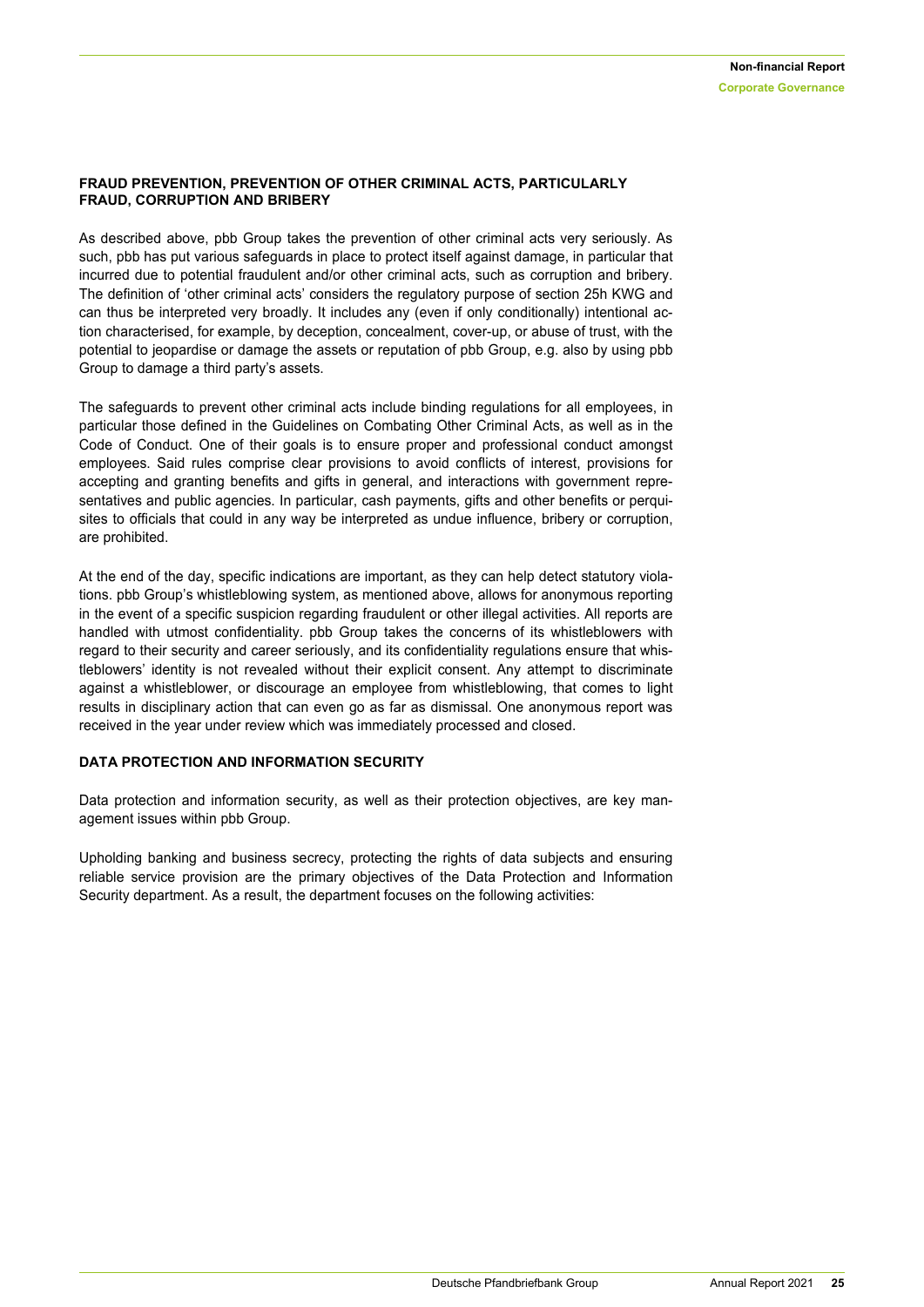### FRAUD PREVENTION, PREVENTION OF OTHER CRIMINAL ACTS, PARTICULARLY FRAUD, CORRUPTION AND BRIBERY

As described above, pbb Group takes the prevention of other criminal acts very seriously. As such, pbb has put various safeguards in place to protect itself against damage, in particular that incurred due to potential fraudulent and/or other criminal acts, such as corruption and bribery. The definition of 'other criminal acts' considers the regulatory purpose of section 25h KWG and can thus be interpreted very broadly. It includes any (even if only conditionally) intentional action characterised, for example, by deception, concealment, cover-up, or abuse of trust, with the potential to jeopardise or damage the assets or reputation of pbb Group, e.g. also by using pbb Group to damage a third party's assets.

The safeguards to prevent other criminal acts include binding regulations for all employees, in particular those defined in the Guidelines on Combating Other Criminal Acts, as well as in the Code of Conduct. One of their goals is to ensure proper and professional conduct amongst employees. Said rules comprise clear provisions to avoid conflicts of interest, provisions for accepting and granting benefits and gifts in general, and interactions with government representatives and public agencies. In particular, cash payments, gifts and other benefits or perquisites to officials that could in any way be interpreted as undue influence, bribery or corruption, are prohibited.

At the end of the day, specific indications are important, as they can help detect statutory violations. pbb Group's whistleblowing system, as mentioned above, allows for anonymous reporting in the event of a specific suspicion regarding fraudulent or other illegal activities. All reports are handled with utmost confidentiality. pbb Group takes the concerns of its whistleblowers with regard to their security and career seriously, and its confidentiality regulations ensure that whistleblowers' identity is not revealed without their explicit consent. Any attempt to discriminate against a whistleblower, or discourage an employee from whistleblowing, that comes to light results in disciplinary action that can even go as far as dismissal. One anonymous report was received in the year under review which was immediately processed and closed.

### DATA PROTECTION AND INFORMATION SECURITY

Data protection and information security, as well as their protection objectives, are key management issues within pbb Group.

Upholding banking and business secrecy, protecting the rights of data subjects and ensuring reliable service provision are the primary objectives of the Data Protection and Information Security department. As a result, the department focuses on the following activities: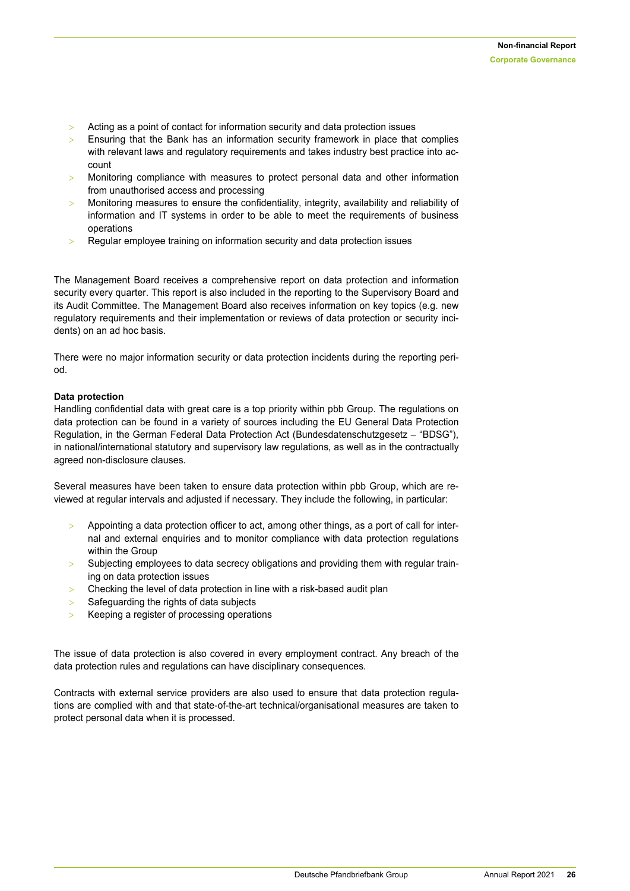- Acting as a point of contact for information security and data protection issues
- Ensuring that the Bank has an information security framework in place that complies with relevant laws and regulatory requirements and takes industry best practice into account
- Monitoring compliance with measures to protect personal data and other information from unauthorised access and processing
- Monitoring measures to ensure the confidentiality, integrity, availability and reliability of information and IT systems in order to be able to meet the requirements of business operations
- Regular employee training on information security and data protection issues

The Management Board receives a comprehensive report on data protection and information security every quarter. This report is also included in the reporting to the Supervisory Board and its Audit Committee. The Management Board also receives information on key topics (e.g. new regulatory requirements and their implementation or reviews of data protection or security incidents) on an ad hoc basis.

There were no major information security or data protection incidents during the reporting period.

**Data protection**

Handling confidential data with great care is a top priority within pbb Group. The regulations on data protection can be found in a variety of sources including the EU General Data Protection Regulation, in the German Federal Data Protection Act (Bundesdatenschutzgesetz – "BDSG"), in national/international statutory and supervisory law regulations, as well as in the contractually agreed non-disclosure clauses.

Several measures have been taken to ensure data protection within pbb Group, which are reviewed at regular intervals and adjusted if necessary. They include the following, in particular:

- Appointing a data protection officer to act, among other things, as a port of call for internal and external enquiries and to monitor compliance with data protection regulations within the Group
- Subjecting employees to data secrecy obligations and providing them with regular training on data protection issues
- Checking the level of data protection in line with a risk-based audit plan
- Safeguarding the rights of data subjects
- Keeping a register of processing operations

The issue of data protection is also covered in every employment contract. Any breach of the data protection rules and regulations can have disciplinary consequences.

Contracts with external service providers are also used to ensure that data protection regulations are complied with and that state-of-the-art technical/organisational measures are taken to protect personal data when it is processed.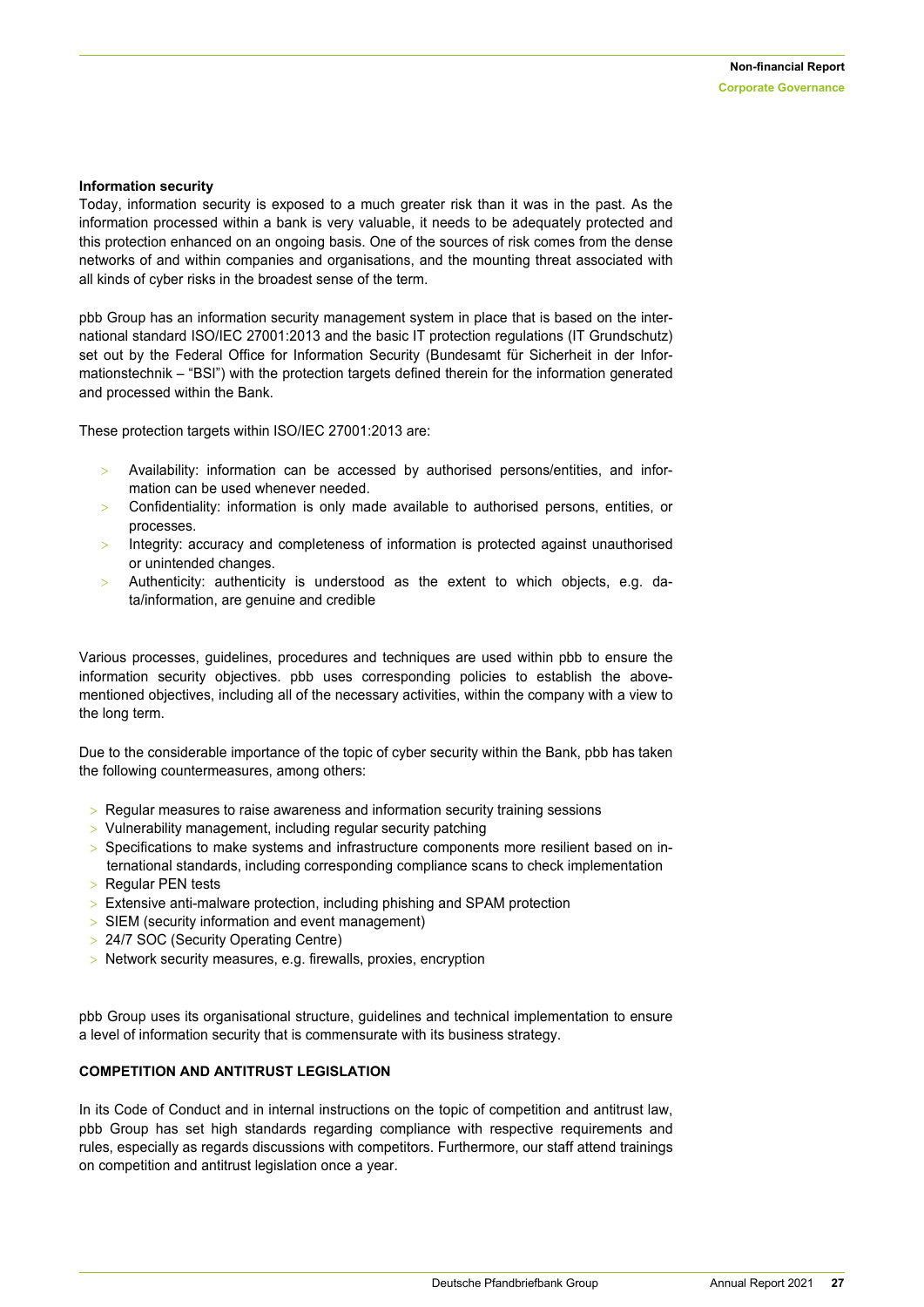#### Information security

Today, information security is exposed to a much greater risk than it was in the past. As the information processed within a bank is very valuable, it needs to be adequately protected and this protection enhanced on an ongoing basis. One of the sources of risk comes from the dense networks of and within companies and organisations, and the mounting threat associated with all kinds of cyber risks in the broadest sense of the term.

pbb Group has an information security management system in place that is based on the international standard ISO/IEC 27001:2013 and the basic IT protection regulations (IT Grundschutz) set out by the Federal Office for Information Security (Bundesamt für Sicherheit in der Informationstechnik – "BSI") with the protection targets defined therein for the information generated and processed within the Bank.

These protection targets within ISO/IEC 27001:2013 are:

- Availability: information can be accessed by authorised persons/entities, and information can be used whenever needed.
- Confidentiality: information is only made available to authorised persons, entities, or processes.
- Integrity: accuracy and completeness of information is protected against unauthorised or unintended changes.
- Authenticity: authenticity is understood as the extent to which objects, e.g. data/information, are genuine and credible

Various processes, guidelines, procedures and techniques are used within pbb to ensure the information security objectives. pbb uses corresponding policies to establish the above-mentioned objectives, including all of the necessary activities, within the company with a view to the long term.

Due to the considerable importance of the topic of cyber security within the Bank, pbb has taken the following countermeasures, among others:

- Regular measures to raise awareness and information security training sessions
- Vulnerability management, including regular security patching
- Specifications to make systems and infrastructure components more resilient based on international standards, including corresponding compliance scans to check implementation
- Regular PEN tests
- Extensive anti-malware protection, including phishing and SPAM protection
- SIEM (security information and event management)
- 24/7 SOC (Security Operating Centre)
- Network security measures, e.g. firewalls, proxies, encryption

pbb Group uses its organisational structure, guidelines and technical implementation to ensure a level of information security that is commensurate with its business strategy.

### COMPETITION AND ANTITRUST LEGISLATION

In its Code of Conduct and in internal instructions on the topic of competition and antitrust law, pbb Group has set high standards regarding compliance with respective requirements and rules, especially as regards discussions with competitors. Furthermore, our staff attend trainings on competition and antitrust legislation once a year.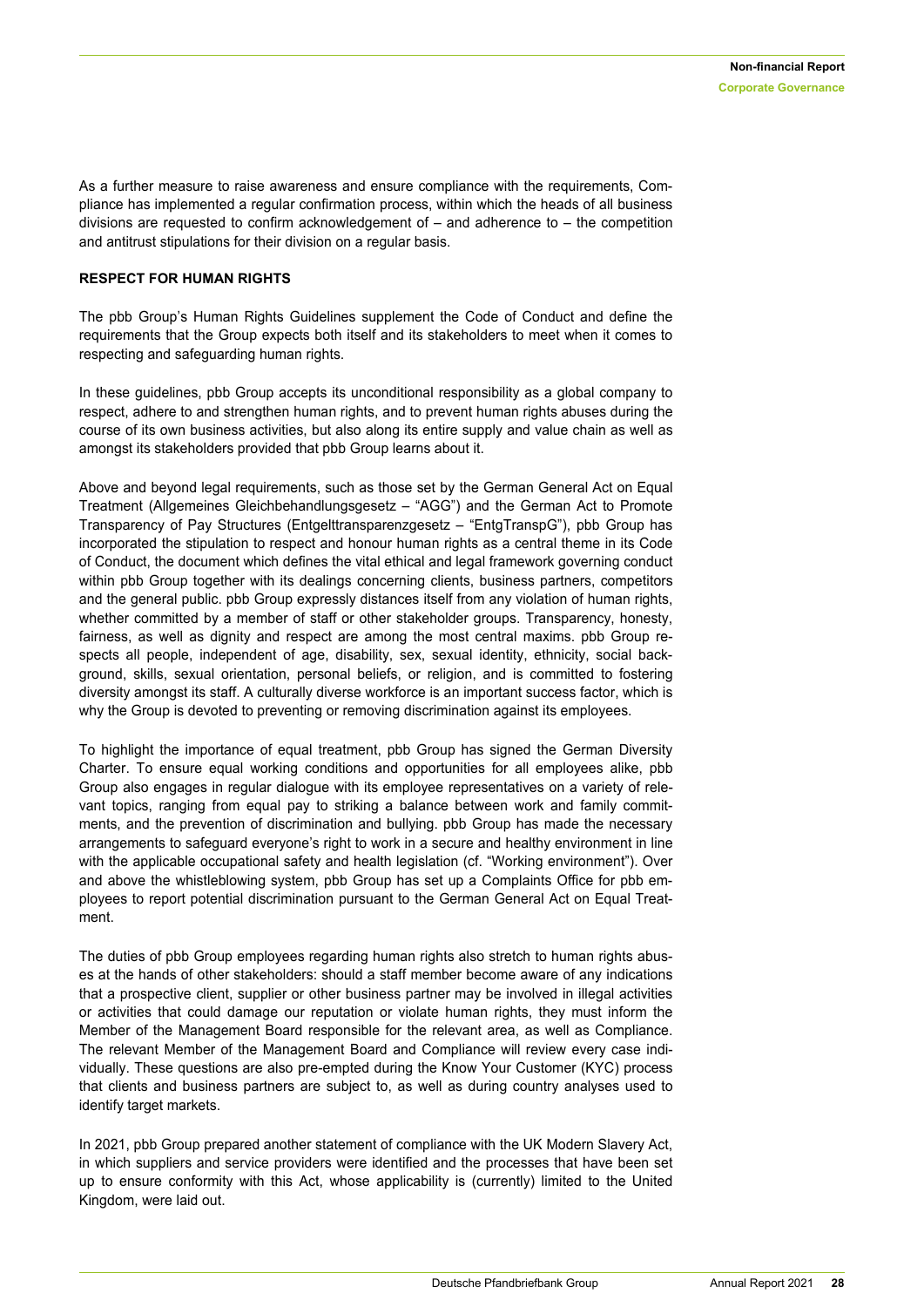As a further measure to raise awareness and ensure compliance with the requirements, Compliance has implemented a regular confirmation process, within which the heads of all business divisions are requested to confirm acknowledgement of – and adherence to – the competition and antitrust stipulations for their division on a regular basis.

**RESPECT FOR HUMAN RIGHTS**

The pbb Group's Human Rights Guidelines supplement the Code of Conduct and define the requirements that the Group expects both itself and its stakeholders to meet when it comes to respecting and safeguarding human rights.

In these guidelines, pbb Group accepts its unconditional responsibility as a global company to respect, adhere to and strengthen human rights, and to prevent human rights abuses during the course of its own business activities, but also along its entire supply and value chain as well as amongst its stakeholders provided that pbb Group learns about it.

Above and beyond legal requirements, such as those set by the German General Act on Equal Treatment (Allgemeines Gleichbehandlungsgesetz – "AGG") and the German Act to Promote Transparency of Pay Structures (Entgelttransparenzgesetz – "EntgTranspG"), pbb Group has incorporated the stipulation to respect and honour human rights as a central theme in its Code of Conduct, the document which defines the vital ethical and legal framework governing conduct within pbb Group together with its dealings concerning clients, business partners, competitors and the general public. pbb Group expressly distances itself from any violation of human rights, whether committed by a member of staff or other stakeholder groups. Transparency, honesty, fairness, as well as dignity and respect are among the most central maxims. pbb Group respects all people, independent of age, disability, sex, sexual identity, ethnicity, social background, skills, sexual orientation, personal beliefs, or religion, and is committed to fostering diversity amongst its staff. A culturally diverse workforce is an important success factor, which is why the Group is devoted to preventing or removing discrimination against its employees.

To highlight the importance of equal treatment, pbb Group has signed the German Diversity Charter. To ensure equal working conditions and opportunities for all employees alike, pbb Group also engages in regular dialogue with its employee representatives on a variety of relevant topics, ranging from equal pay to striking a balance between work and family commitments, and the prevention of discrimination and bullying. pbb Group has made the necessary arrangements to safeguard everyone's right to work in a secure and healthy environment in line with the applicable occupational safety and health legislation (cf. "Working environment"). Over and above the whistleblowing system, pbb Group has set up a Complaints Office for pbb employees to report potential discrimination pursuant to the German General Act on Equal Treatment.

The duties of pbb Group employees regarding human rights also stretch to human rights abuses at the hands of other stakeholders: should a staff member become aware of any indications that a prospective client, supplier or other business partner may be involved in illegal activities or activities that could damage our reputation or violate human rights, they must inform the Member of the Management Board responsible for the relevant area, as well as Compliance. The relevant Member of the Management Board and Compliance will review every case individually. These questions are also pre-empted during the Know Your Customer (KYC) process that clients and business partners are subject to, as well as during country analyses used to identify target markets.

In 2021, pbb Group prepared another statement of compliance with the UK Modern Slavery Act, in which suppliers and service providers were identified and the processes that have been set up to ensure conformity with this Act, whose applicability is (currently) limited to the United Kingdom, were laid out.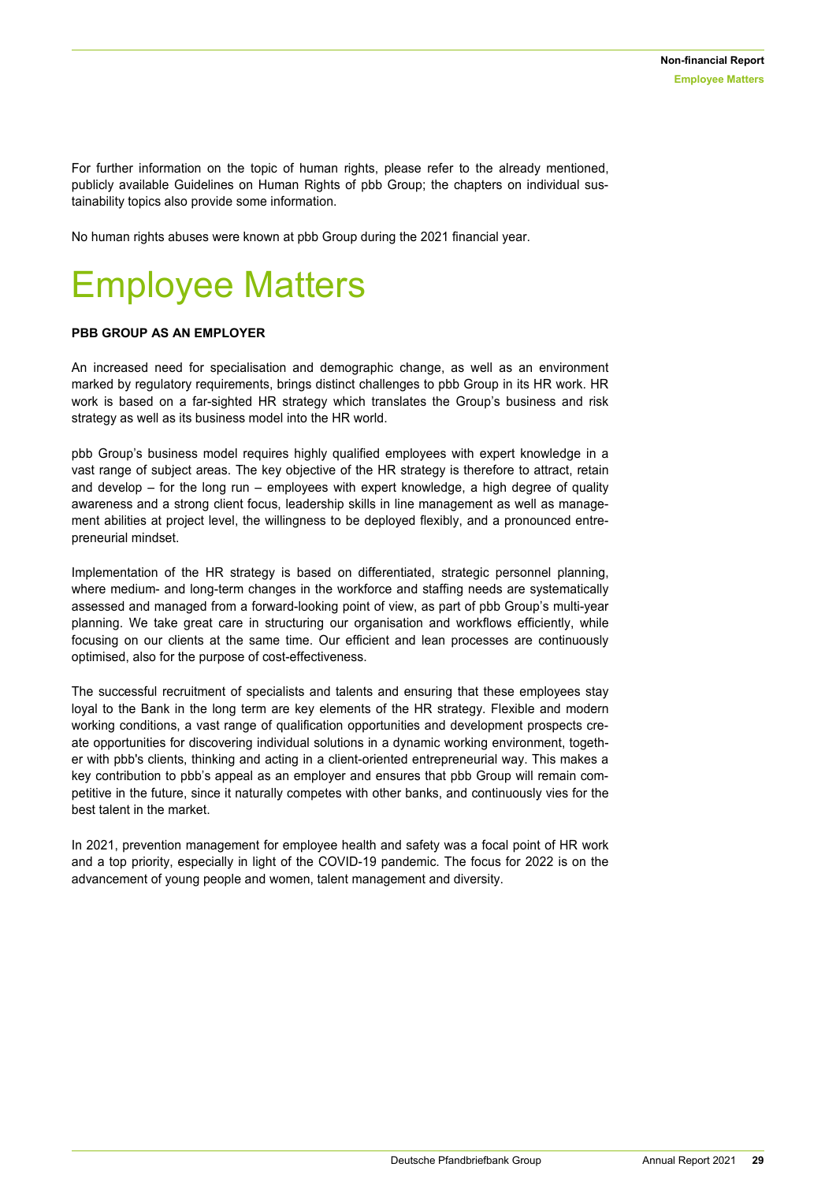For further information on the topic of human rights, please refer to the already mentioned, publicly available Guidelines on Human Rights of pbb Group; the chapters on individual sustainability topics also provide some information.

No human rights abuses were known at pbb Group during the 2021 financial year.

# Employee Matters

### PBB GROUP AS AN EMPLOYER

An increased need for specialisation and demographic change, as well as an environment marked by regulatory requirements, brings distinct challenges to pbb Group in its HR work. HR work is based on a far-sighted HR strategy which translates the Group's business and risk strategy as well as its business model into the HR world.

pbb Group's business model requires highly qualified employees with expert knowledge in a vast range of subject areas. The key objective of the HR strategy is therefore to attract, retain and develop – for the long run – employees with expert knowledge, a high degree of quality awareness and a strong client focus, leadership skills in line management as well as management abilities at project level, the willingness to be deployed flexibly, and a pronounced entrepreneurial mindset.

Implementation of the HR strategy is based on differentiated, strategic personnel planning, where medium- and long-term changes in the workforce and staffing needs are systematically assessed and managed from a forward-looking point of view, as part of pbb Group's multi-year planning. We take great care in structuring our organisation and workflows efficiently, while focusing on our clients at the same time. Our efficient and lean processes are continuously optimised, also for the purpose of cost-effectiveness.

The successful recruitment of specialists and talents and ensuring that these employees stay loyal to the Bank in the long term are key elements of the HR strategy. Flexible and modern working conditions, a vast range of qualification opportunities and development prospects create opportunities for discovering individual solutions in a dynamic working environment, together with pbb's clients, thinking and acting in a client-oriented entrepreneurial way. This makes a key contribution to pbb's appeal as an employer and ensures that pbb Group will remain competitive in the future, since it naturally competes with other banks, and continuously vies for the best talent in the market.

In 2021, prevention management for employee health and safety was a focal point of HR work and a top priority, especially in light of the COVID-19 pandemic. The focus for 2022 is on the advancement of young people and women, talent management and diversity.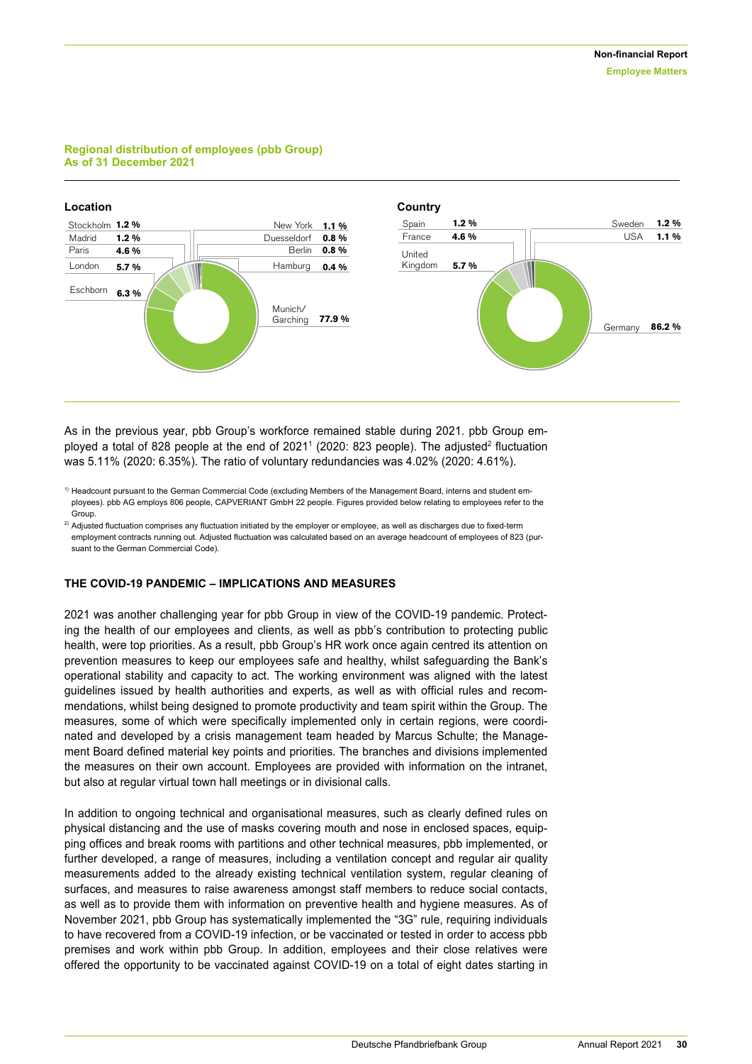**Regional distribution of employees (pbb Group)**
**As of 31 December 2021**

**Location**

| Location | Share |
|---|---|
| Stockholm | 1.2 % |
| Madrid | 1.2 % |
| Paris | 4.6 % |
| London | 5.7 % |
| Eschborn | 6.3 % |
| New York | 1.1 % |
| Duesseldorf | 0.8 % |
| Berlin | 0.8 % |
| Hamburg | 0.4 % |
| Munich/Garching | 77.9 % |

**Country**

| Country | Share |
|---|---|
| Spain | 1.2 % |
| France | 4.6 % |
| United Kingdom | 5.7 % |
| Sweden | 1.2 % |
| USA | 1.1 % |
| Germany | 86.2 % |

As in the previous year, pbb Group's workforce remained stable during 2021. pbb Group employed a total of 828 people at the end of 2021[1] (2020: 823 people). The adjusted[2] fluctuation was 5.11% (2020: 6.35%). The ratio of voluntary redundancies was 4.02% (2020: 4.61%).

[1] Headcount pursuant to the German Commercial Code (excluding Members of the Management Board, interns and student employees). pbb AG employs 806 people, CAPVERIANT GmbH 22 people. Figures provided below relating to employees refer to the Group.

[2] Adjusted fluctuation comprises any fluctuation initiated by the employer or employee, as well as discharges due to fixed-term employment contracts running out. Adjusted fluctuation was calculated based on an average headcount of employees of 823 (pursuant to the German Commercial Code).

## THE COVID-19 PANDEMIC – IMPLICATIONS AND MEASURES

2021 was another challenging year for pbb Group in view of the COVID-19 pandemic. Protecting the health of our employees and clients, as well as pbb's contribution to protecting public health, were top priorities. As a result, pbb Group's HR work once again centred its attention on prevention measures to keep our employees safe and healthy, whilst safeguarding the Bank's operational stability and capacity to act. The working environment was aligned with the latest guidelines issued by health authorities and experts, as well as with official rules and recommendations, whilst being designed to promote productivity and team spirit within the Group. The measures, some of which were specifically implemented only in certain regions, were coordinated and developed by a crisis management team headed by Marcus Schulte; the Management Board defined material key points and priorities. The branches and divisions implemented the measures on their own account. Employees are provided with information on the intranet, but also at regular virtual town hall meetings or in divisional calls.

In addition to ongoing technical and organisational measures, such as clearly defined rules on physical distancing and the use of masks covering mouth and nose in enclosed spaces, equipping offices and break rooms with partitions and other technical measures, pbb implemented, or further developed, a range of measures, including a ventilation concept and regular air quality measurements added to the already existing technical ventilation system, regular cleaning of surfaces, and measures to raise awareness amongst staff members to reduce social contacts, as well as to provide them with information on preventive health and hygiene measures. As of November 2021, pbb Group has systematically implemented the "3G" rule, requiring individuals to have recovered from a COVID-19 infection, or be vaccinated or tested in order to access pbb premises and work within pbb Group. In addition, employees and their close relatives were offered the opportunity to be vaccinated against COVID-19 on a total of eight dates starting in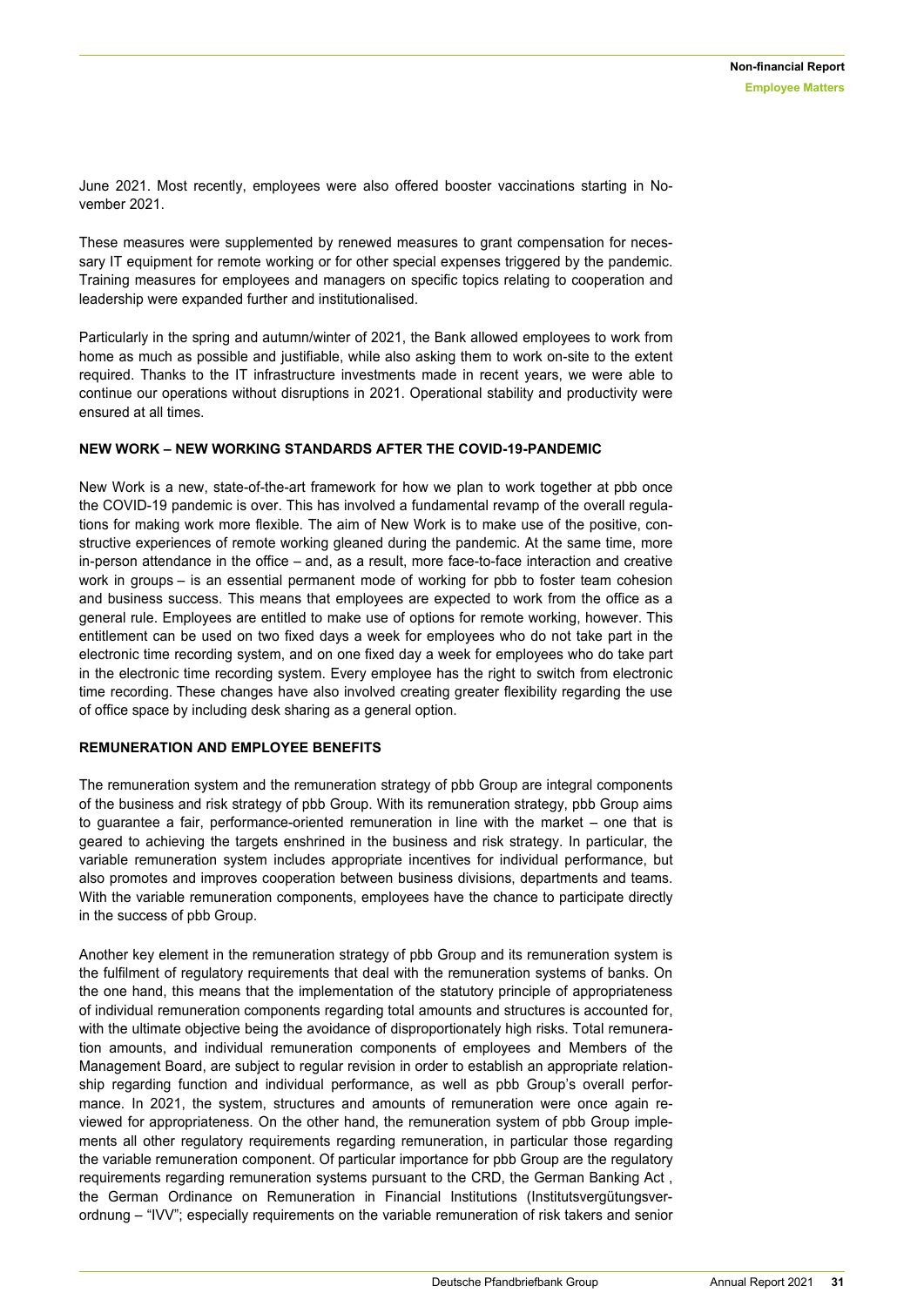June 2021. Most recently, employees were also offered booster vaccinations starting in November 2021.

These measures were supplemented by renewed measures to grant compensation for necessary IT equipment for remote working or for other special expenses triggered by the pandemic. Training measures for employees and managers on specific topics relating to cooperation and leadership were expanded further and institutionalised.

Particularly in the spring and autumn/winter of 2021, the Bank allowed employees to work from home as much as possible and justifiable, while also asking them to work on-site to the extent required. Thanks to the IT infrastructure investments made in recent years, we were able to continue our operations without disruptions in 2021. Operational stability and productivity were ensured at all times.

### NEW WORK – NEW WORKING STANDARDS AFTER THE COVID-19-PANDEMIC

New Work is a new, state-of-the-art framework for how we plan to work together at pbb once the COVID-19 pandemic is over. This has involved a fundamental revamp of the overall regulations for making work more flexible. The aim of New Work is to make use of the positive, constructive experiences of remote working gleaned during the pandemic. At the same time, more in-person attendance in the office – and, as a result, more face-to-face interaction and creative work in groups – is an essential permanent mode of working for pbb to foster team cohesion and business success. This means that employees are expected to work from the office as a general rule. Employees are entitled to make use of options for remote working, however. This entitlement can be used on two fixed days a week for employees who do not take part in the electronic time recording system, and on one fixed day a week for employees who do take part in the electronic time recording system. Every employee has the right to switch from electronic time recording. These changes have also involved creating greater flexibility regarding the use of office space by including desk sharing as a general option.

### REMUNERATION AND EMPLOYEE BENEFITS

The remuneration system and the remuneration strategy of pbb Group are integral components of the business and risk strategy of pbb Group. With its remuneration strategy, pbb Group aims to guarantee a fair, performance-oriented remuneration in line with the market – one that is geared to achieving the targets enshrined in the business and risk strategy. In particular, the variable remuneration system includes appropriate incentives for individual performance, but also promotes and improves cooperation between business divisions, departments and teams. With the variable remuneration components, employees have the chance to participate directly in the success of pbb Group.

Another key element in the remuneration strategy of pbb Group and its remuneration system is the fulfilment of regulatory requirements that deal with the remuneration systems of banks. On the one hand, this means that the implementation of the statutory principle of appropriateness of individual remuneration components regarding total amounts and structures is accounted for, with the ultimate objective being the avoidance of disproportionately high risks. Total remuneration amounts, and individual remuneration components of employees and Members of the Management Board, are subject to regular revision in order to establish an appropriate relationship regarding function and individual performance, as well as pbb Group's overall performance. In 2021, the system, structures and amounts of remuneration were once again reviewed for appropriateness. On the other hand, the remuneration system of pbb Group implements all other regulatory requirements regarding remuneration, in particular those regarding the variable remuneration component. Of particular importance for pbb Group are the regulatory requirements regarding remuneration systems pursuant to the CRD, the German Banking Act , the German Ordinance on Remuneration in Financial Institutions (Institutsvergütungsverordnung – "IVV"; especially requirements on the variable remuneration of risk takers and senior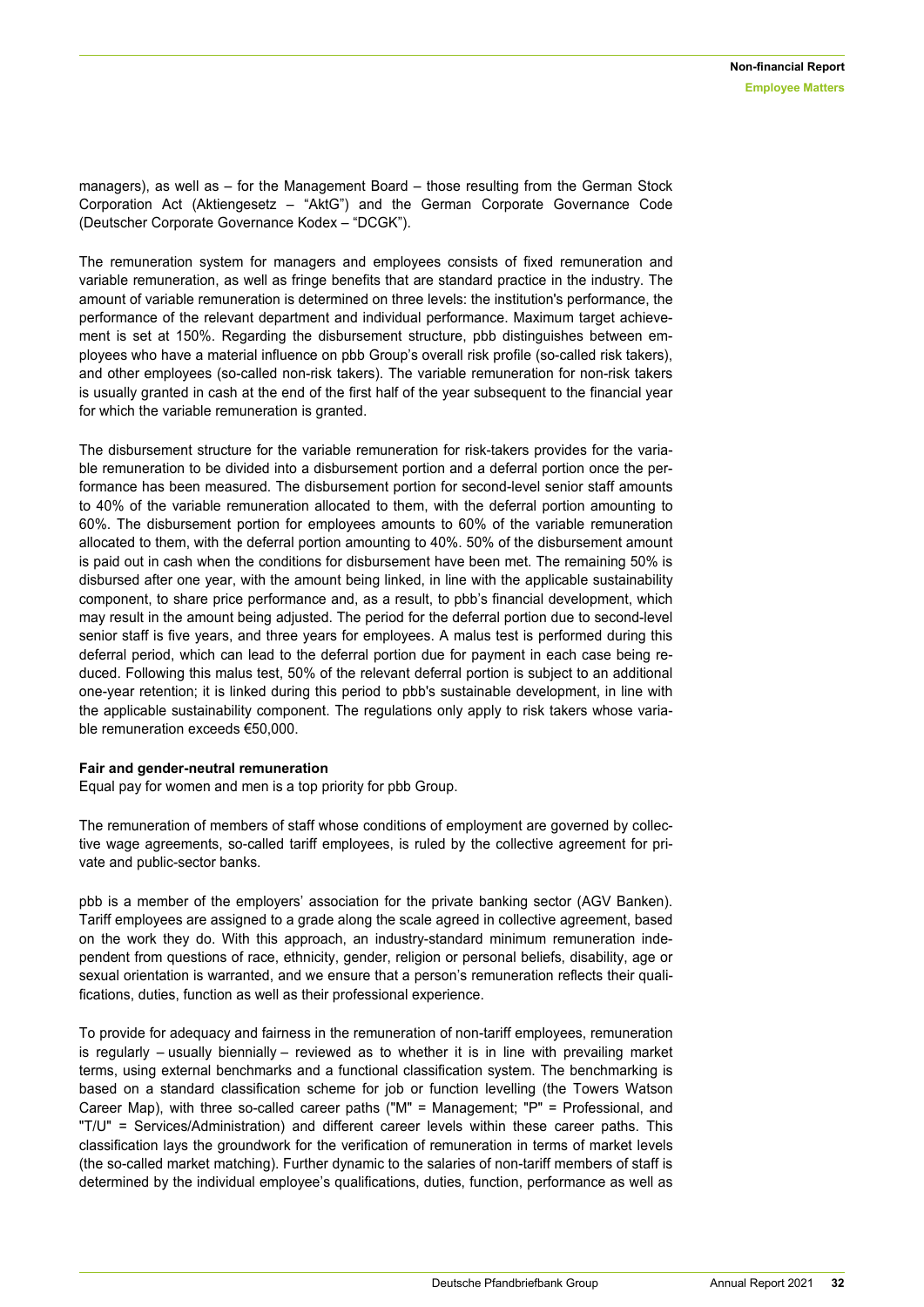managers), as well as – for the Management Board – those resulting from the German Stock Corporation Act (Aktiengesetz – "AktG") and the German Corporate Governance Code (Deutscher Corporate Governance Kodex – "DCGK").

The remuneration system for managers and employees consists of fixed remuneration and variable remuneration, as well as fringe benefits that are standard practice in the industry. The amount of variable remuneration is determined on three levels: the institution's performance, the performance of the relevant department and individual performance. Maximum target achievement is set at 150%. Regarding the disbursement structure, pbb distinguishes between employees who have a material influence on pbb Group's overall risk profile (so-called risk takers), and other employees (so-called non-risk takers). The variable remuneration for non-risk takers is usually granted in cash at the end of the first half of the year subsequent to the financial year for which the variable remuneration is granted.

The disbursement structure for the variable remuneration for risk-takers provides for the variable remuneration to be divided into a disbursement portion and a deferral portion once the performance has been measured. The disbursement portion for second-level senior staff amounts to 40% of the variable remuneration allocated to them, with the deferral portion amounting to 60%. The disbursement portion for employees amounts to 60% of the variable remuneration allocated to them, with the deferral portion amounting to 40%. 50% of the disbursement amount is paid out in cash when the conditions for disbursement have been met. The remaining 50% is disbursed after one year, with the amount being linked, in line with the applicable sustainability component, to share price performance and, as a result, to pbb's financial development, which may result in the amount being adjusted. The period for the deferral portion due to second-level senior staff is five years, and three years for employees. A malus test is performed during this deferral period, which can lead to the deferral portion due for payment in each case being reduced. Following this malus test, 50% of the relevant deferral portion is subject to an additional one-year retention; it is linked during this period to pbb's sustainable development, in line with the applicable sustainability component. The regulations only apply to risk takers whose variable remuneration exceeds €50,000.

**Fair and gender-neutral remuneration**

Equal pay for women and men is a top priority for pbb Group.

The remuneration of members of staff whose conditions of employment are governed by collective wage agreements, so-called tariff employees, is ruled by the collective agreement for private and public-sector banks.

pbb is a member of the employers' association for the private banking sector (AGV Banken). Tariff employees are assigned to a grade along the scale agreed in collective agreement, based on the work they do. With this approach, an industry-standard minimum remuneration independent from questions of race, ethnicity, gender, religion or personal beliefs, disability, age or sexual orientation is warranted, and we ensure that a person's remuneration reflects their qualifications, duties, function as well as their professional experience.

To provide for adequacy and fairness in the remuneration of non-tariff employees, remuneration is regularly – usually biennially – reviewed as to whether it is in line with prevailing market terms, using external benchmarks and a functional classification system. The benchmarking is based on a standard classification scheme for job or function levelling (the Towers Watson Career Map), with three so-called career paths ("M" = Management; "P" = Professional, and "T/U" = Services/Administration) and different career levels within these career paths. This classification lays the groundwork for the verification of remuneration in terms of market levels (the so-called market matching). Further dynamic to the salaries of non-tariff members of staff is determined by the individual employee's qualifications, duties, function, performance as well as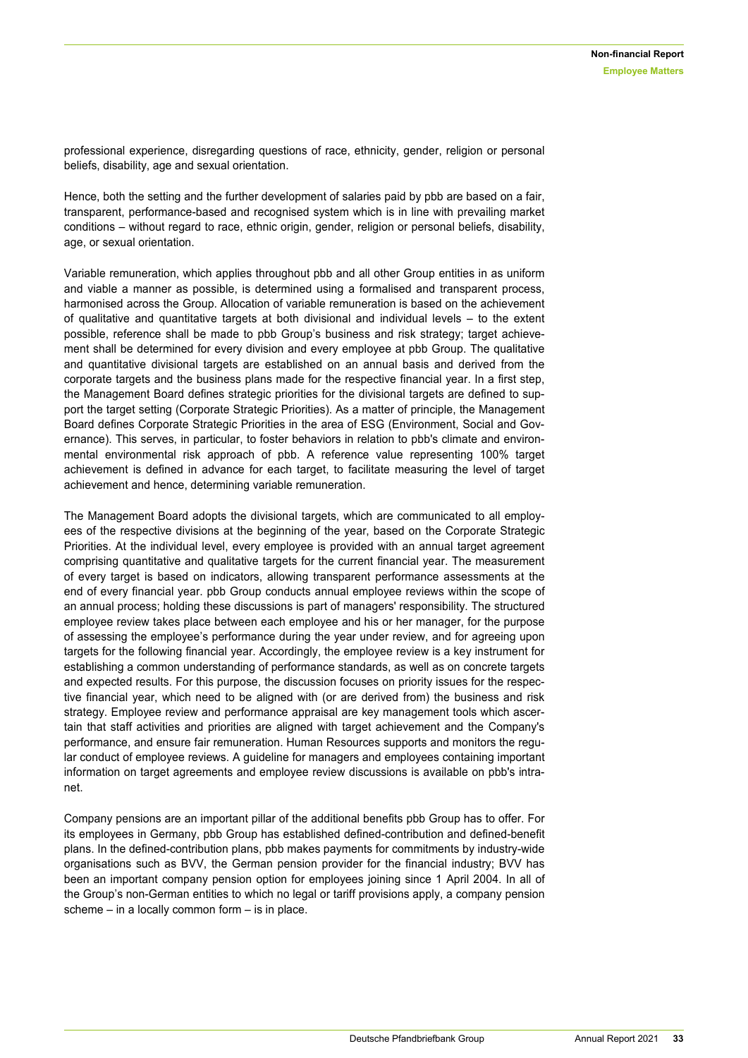professional experience, disregarding questions of race, ethnicity, gender, religion or personal beliefs, disability, age and sexual orientation.

Hence, both the setting and the further development of salaries paid by pbb are based on a fair, transparent, performance-based and recognised system which is in line with prevailing market conditions – without regard to race, ethnic origin, gender, religion or personal beliefs, disability, age, or sexual orientation.

Variable remuneration, which applies throughout pbb and all other Group entities in as uniform and viable a manner as possible, is determined using a formalised and transparent process, harmonised across the Group. Allocation of variable remuneration is based on the achievement of qualitative and quantitative targets at both divisional and individual levels – to the extent possible, reference shall be made to pbb Group's business and risk strategy; target achievement shall be determined for every division and every employee at pbb Group. The qualitative and quantitative divisional targets are established on an annual basis and derived from the corporate targets and the business plans made for the respective financial year. In a first step, the Management Board defines strategic priorities for the divisional targets are defined to support the target setting (Corporate Strategic Priorities). As a matter of principle, the Management Board defines Corporate Strategic Priorities in the area of ESG (Environment, Social and Governance). This serves, in particular, to foster behaviors in relation to pbb's climate and environmental environmental risk approach of pbb. A reference value representing 100% target achievement is defined in advance for each target, to facilitate measuring the level of target achievement and hence, determining variable remuneration.

The Management Board adopts the divisional targets, which are communicated to all employees of the respective divisions at the beginning of the year, based on the Corporate Strategic Priorities. At the individual level, every employee is provided with an annual target agreement comprising quantitative and qualitative targets for the current financial year. The measurement of every target is based on indicators, allowing transparent performance assessments at the end of every financial year. pbb Group conducts annual employee reviews within the scope of an annual process; holding these discussions is part of managers' responsibility. The structured employee review takes place between each employee and his or her manager, for the purpose of assessing the employee's performance during the year under review, and for agreeing upon targets for the following financial year. Accordingly, the employee review is a key instrument for establishing a common understanding of performance standards, as well as on concrete targets and expected results. For this purpose, the discussion focuses on priority issues for the respective financial year, which need to be aligned with (or are derived from) the business and risk strategy. Employee review and performance appraisal are key management tools which ascertain that staff activities and priorities are aligned with target achievement and the Company's performance, and ensure fair remuneration. Human Resources supports and monitors the regular conduct of employee reviews. A guideline for managers and employees containing important information on target agreements and employee review discussions is available on pbb's intranet.

Company pensions are an important pillar of the additional benefits pbb Group has to offer. For its employees in Germany, pbb Group has established defined-contribution and defined-benefit plans. In the defined-contribution plans, pbb makes payments for commitments by industry-wide organisations such as BVV, the German pension provider for the financial industry; BVV has been an important company pension option for employees joining since 1 April 2004. In all of the Group's non-German entities to which no legal or tariff provisions apply, a company pension scheme – in a locally common form – is in place.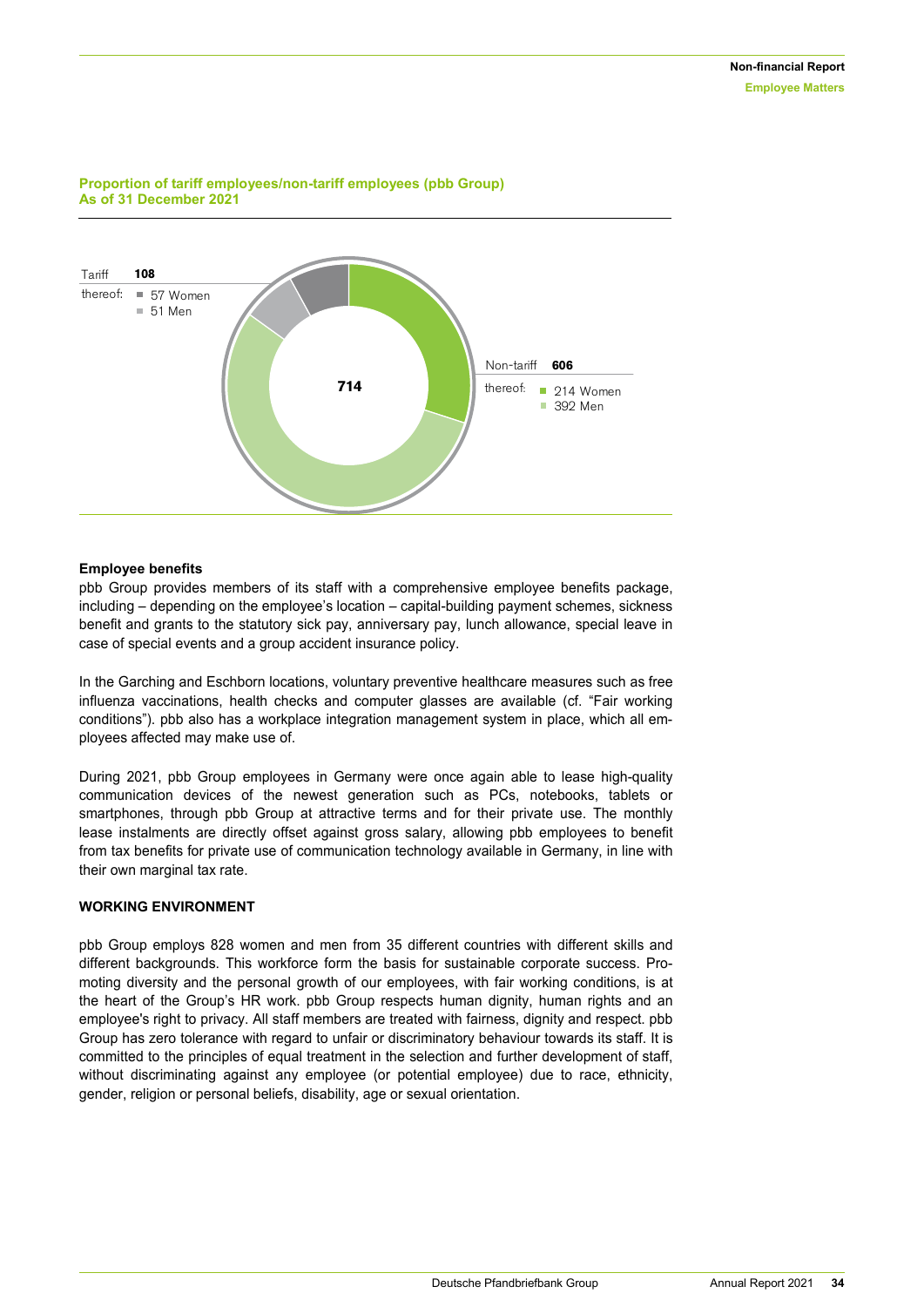**Proportion of tariff employees/non-tariff employees (pbb Group)**
**As of 31 December 2021**

Tariff **108**
thereof: 57 Women, 51 Men

**714**

Non-tariff **606**
thereof: 214 Women, 392 Men

### Employee benefits

pbb Group provides members of its staff with a comprehensive employee benefits package, including – depending on the employee's location – capital-building payment schemes, sickness benefit and grants to the statutory sick pay, anniversary pay, lunch allowance, special leave in case of special events and a group accident insurance policy.

In the Garching and Eschborn locations, voluntary preventive healthcare measures such as free influenza vaccinations, health checks and computer glasses are available (cf. "Fair working conditions"). pbb also has a workplace integration management system in place, which all employees affected may make use of.

During 2021, pbb Group employees in Germany were once again able to lease high-quality communication devices of the newest generation such as PCs, notebooks, tablets or smartphones, through pbb Group at attractive terms and for their private use. The monthly lease instalments are directly offset against gross salary, allowing pbb employees to benefit from tax benefits for private use of communication technology available in Germany, in line with their own marginal tax rate.

## WORKING ENVIRONMENT

pbb Group employs 828 women and men from 35 different countries with different skills and different backgrounds. This workforce form the basis for sustainable corporate success. Promoting diversity and the personal growth of our employees, with fair working conditions, is at the heart of the Group's HR work. pbb Group respects human dignity, human rights and an employee's right to privacy. All staff members are treated with fairness, dignity and respect. pbb Group has zero tolerance with regard to unfair or discriminatory behaviour towards its staff. It is committed to the principles of equal treatment in the selection and further development of staff, without discriminating against any employee (or potential employee) due to race, ethnicity, gender, religion or personal beliefs, disability, age or sexual orientation.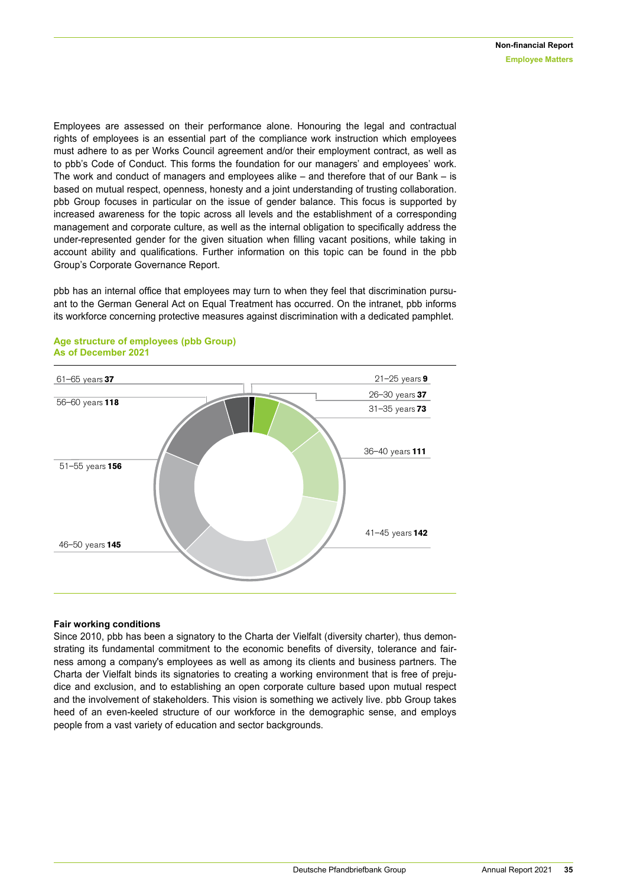Employees are assessed on their performance alone. Honouring the legal and contractual rights of employees is an essential part of the compliance work instruction which employees must adhere to as per Works Council agreement and/or their employment contract, as well as to pbb's Code of Conduct. This forms the foundation for our managers' and employees' work. The work and conduct of managers and employees alike – and therefore that of our Bank – is based on mutual respect, openness, honesty and a joint understanding of trusting collaboration. pbb Group focuses in particular on the issue of gender balance. This focus is supported by increased awareness for the topic across all levels and the establishment of a corresponding management and corporate culture, as well as the internal obligation to specifically address the under-represented gender for the given situation when filling vacant positions, while taking in account ability and qualifications. Further information on this topic can be found in the pbb Group's Corporate Governance Report.

pbb has an internal office that employees may turn to when they feel that discrimination pursuant to the German General Act on Equal Treatment has occurred. On the intranet, pbb informs its workforce concerning protective measures against discrimination with a dedicated pamphlet.

**Age structure of employees (pbb Group)**
**As of December 2021**

| Age group | Employees |
|---|---|
| 21–25 years | 9 |
| 26–30 years | 37 |
| 31–35 years | 73 |
| 36–40 years | 111 |
| 41–45 years | 142 |
| 46–50 years | 145 |
| 51–55 years | 156 |
| 56–60 years | 118 |
| 61–65 years | 37 |

### Fair working conditions

Since 2010, pbb has been a signatory to the Charta der Vielfalt (diversity charter), thus demonstrating its fundamental commitment to the economic benefits of diversity, tolerance and fairness among a company's employees as well as among its clients and business partners. The Charta der Vielfalt binds its signatories to creating a working environment that is free of prejudice and exclusion, and to establishing an open corporate culture based upon mutual respect and the involvement of stakeholders. This vision is something we actively live. pbb Group takes heed of an even-keeled structure of our workforce in the demographic sense, and employs people from a vast variety of education and sector backgrounds.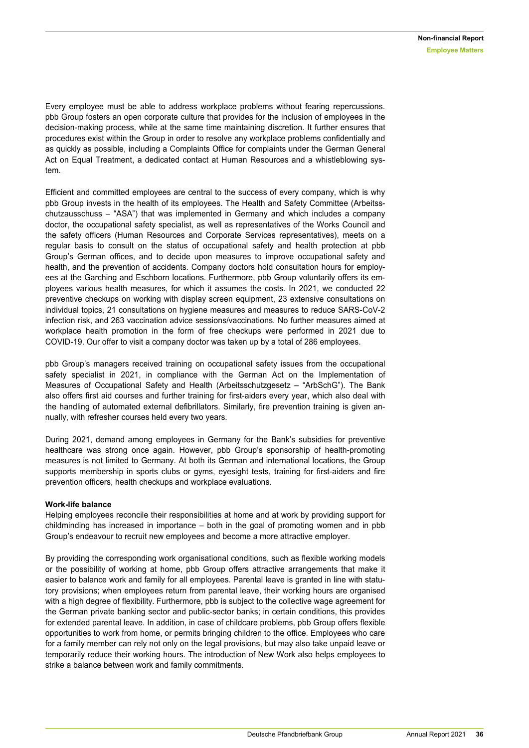Every employee must be able to address workplace problems without fearing repercussions. pbb Group fosters an open corporate culture that provides for the inclusion of employees in the decision-making process, while at the same time maintaining discretion. It further ensures that procedures exist within the Group in order to resolve any workplace problems confidentially and as quickly as possible, including a Complaints Office for complaints under the German General Act on Equal Treatment, a dedicated contact at Human Resources and a whistleblowing system.

Efficient and committed employees are central to the success of every company, which is why pbb Group invests in the health of its employees. The Health and Safety Committee (Arbeitsschutzausschuss – "ASA") that was implemented in Germany and which includes a company doctor, the occupational safety specialist, as well as representatives of the Works Council and the safety officers (Human Resources and Corporate Services representatives), meets on a regular basis to consult on the status of occupational safety and health protection at pbb Group's German offices, and to decide upon measures to improve occupational safety and health, and the prevention of accidents. Company doctors hold consultation hours for employees at the Garching and Eschborn locations. Furthermore, pbb Group voluntarily offers its employees various health measures, for which it assumes the costs. In 2021, we conducted 22 preventive checkups on working with display screen equipment, 23 extensive consultations on individual topics, 21 consultations on hygiene measures and measures to reduce SARS-CoV-2 infection risk, and 263 vaccination advice sessions/vaccinations. No further measures aimed at workplace health promotion in the form of free checkups were performed in 2021 due to COVID-19. Our offer to visit a company doctor was taken up by a total of 286 employees.

pbb Group's managers received training on occupational safety issues from the occupational safety specialist in 2021, in compliance with the German Act on the Implementation of Measures of Occupational Safety and Health (Arbeitsschutzgesetz – "ArbSchG"). The Bank also offers first aid courses and further training for first-aiders every year, which also deal with the handling of automated external defibrillators. Similarly, fire prevention training is given annually, with refresher courses held every two years.

During 2021, demand among employees in Germany for the Bank's subsidies for preventive healthcare was strong once again. However, pbb Group's sponsorship of health-promoting measures is not limited to Germany. At both its German and international locations, the Group supports membership in sports clubs or gyms, eyesight tests, training for first-aiders and fire prevention officers, health checkups and workplace evaluations.

**Work-life balance**

Helping employees reconcile their responsibilities at home and at work by providing support for childminding has increased in importance – both in the goal of promoting women and in pbb Group's endeavour to recruit new employees and become a more attractive employer.

By providing the corresponding work organisational conditions, such as flexible working models or the possibility of working at home, pbb Group offers attractive arrangements that make it easier to balance work and family for all employees. Parental leave is granted in line with statutory provisions; when employees return from parental leave, their working hours are organised with a high degree of flexibility. Furthermore, pbb is subject to the collective wage agreement for the German private banking sector and public-sector banks; in certain conditions, this provides for extended parental leave. In addition, in case of childcare problems, pbb Group offers flexible opportunities to work from home, or permits bringing children to the office. Employees who care for a family member can rely not only on the legal provisions, but may also take unpaid leave or temporarily reduce their working hours. The introduction of New Work also helps employees to strike a balance between work and family commitments.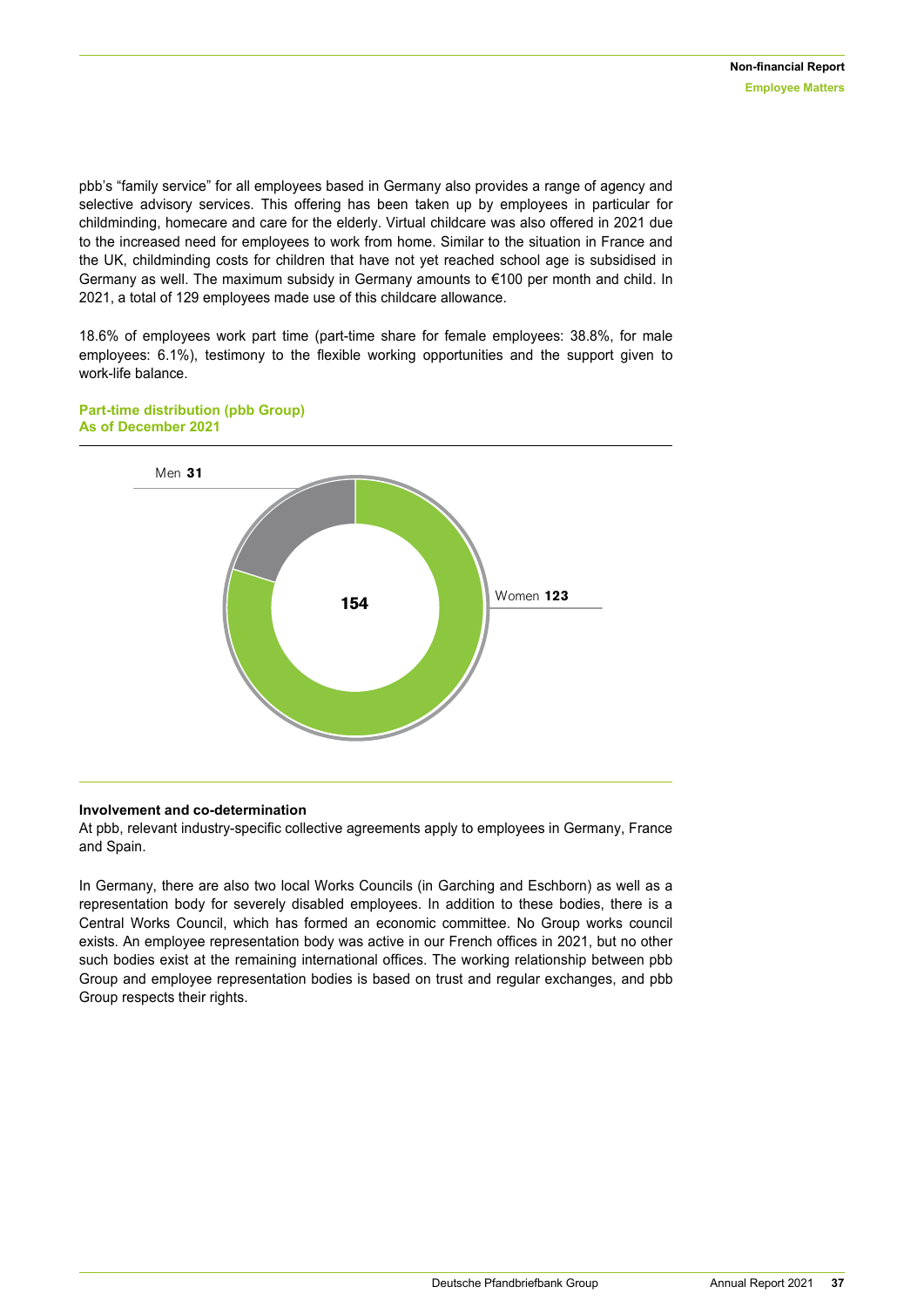pbb's "family service" for all employees based in Germany also provides a range of agency and selective advisory services. This offering has been taken up by employees in particular for childminding, homecare and care for the elderly. Virtual childcare was also offered in 2021 due to the increased need for employees to work from home. Similar to the situation in France and the UK, childminding costs for children that have not yet reached school age is subsidised in Germany as well. The maximum subsidy in Germany amounts to €100 per month and child. In 2021, a total of 129 employees made use of this childcare allowance.

18.6% of employees work part time (part-time share for female employees: 38.8%, for male employees: 6.1%), testimony to the flexible working opportunities and the support given to work-life balance.

**Part-time distribution (pbb Group)**
**As of December 2021**

Men **31**

**154**

Women **123**

### Involvement and co-determination

At pbb, relevant industry-specific collective agreements apply to employees in Germany, France and Spain.

In Germany, there are also two local Works Councils (in Garching and Eschborn) as well as a representation body for severely disabled employees. In addition to these bodies, there is a Central Works Council, which has formed an economic committee. No Group works council exists. An employee representation body was active in our French offices in 2021, but no other such bodies exist at the remaining international offices. The working relationship between pbb Group and employee representation bodies is based on trust and regular exchanges, and pbb Group respects their rights.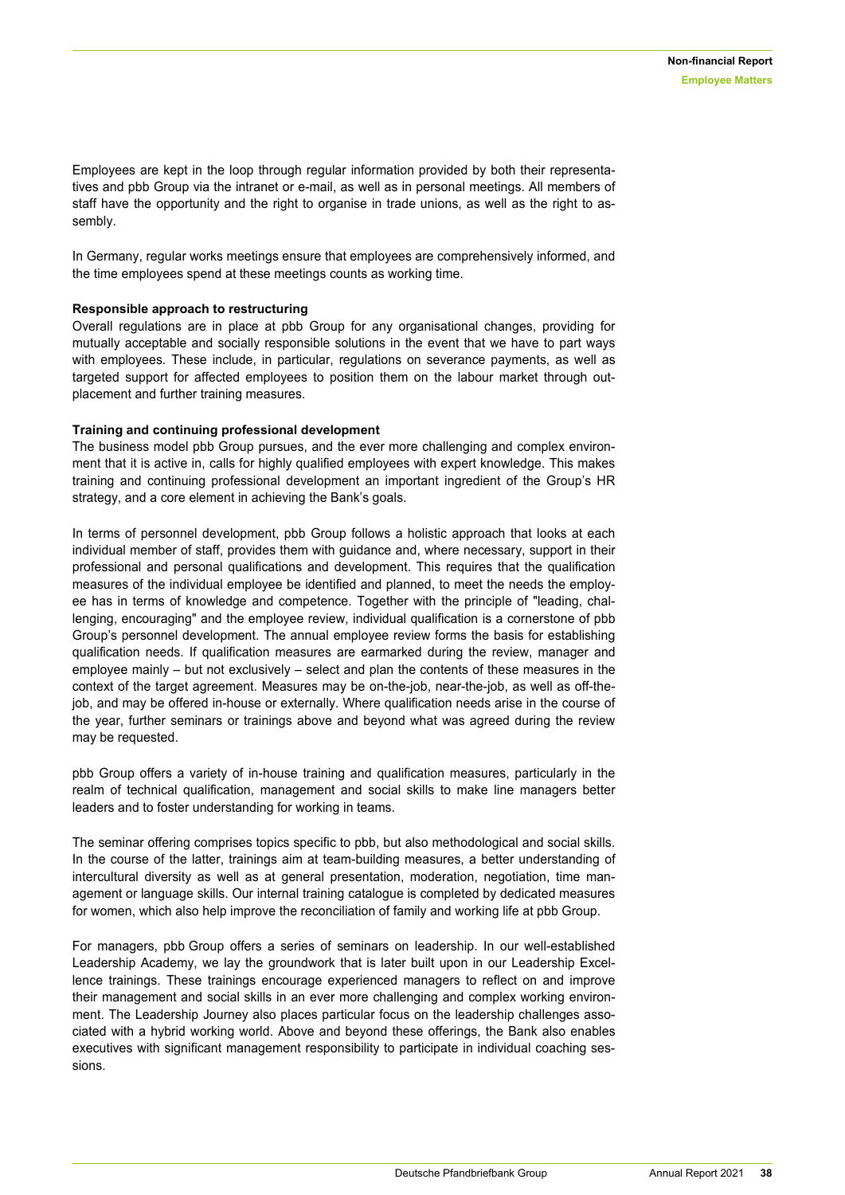Employees are kept in the loop through regular information provided by both their representatives and pbb Group via the intranet or e-mail, as well as in personal meetings. All members of staff have the opportunity and the right to organise in trade unions, as well as the right to assembly.

In Germany, regular works meetings ensure that employees are comprehensively informed, and the time employees spend at these meetings counts as working time.

**Responsible approach to restructuring**

Overall regulations are in place at pbb Group for any organisational changes, providing for mutually acceptable and socially responsible solutions in the event that we have to part ways with employees. These include, in particular, regulations on severance payments, as well as targeted support for affected employees to position them on the labour market through outplacement and further training measures.

**Training and continuing professional development**

The business model pbb Group pursues, and the ever more challenging and complex environment that it is active in, calls for highly qualified employees with expert knowledge. This makes training and continuing professional development an important ingredient of the Group's HR strategy, and a core element in achieving the Bank's goals.

In terms of personnel development, pbb Group follows a holistic approach that looks at each individual member of staff, provides them with guidance and, where necessary, support in their professional and personal qualifications and development. This requires that the qualification measures of the individual employee be identified and planned, to meet the needs the employee has in terms of knowledge and competence. Together with the principle of "leading, challenging, encouraging" and the employee review, individual qualification is a cornerstone of pbb Group's personnel development. The annual employee review forms the basis for establishing qualification needs. If qualification measures are earmarked during the review, manager and employee mainly – but not exclusively – select and plan the contents of these measures in the context of the target agreement. Measures may be on-the-job, near-the-job, as well as off-the-job, and may be offered in-house or externally. Where qualification needs arise in the course of the year, further seminars or trainings above and beyond what was agreed during the review may be requested.

pbb Group offers a variety of in-house training and qualification measures, particularly in the realm of technical qualification, management and social skills to make line managers better leaders and to foster understanding for working in teams.

The seminar offering comprises topics specific to pbb, but also methodological and social skills. In the course of the latter, trainings aim at team-building measures, a better understanding of intercultural diversity as well as at general presentation, moderation, negotiation, time management or language skills. Our internal training catalogue is completed by dedicated measures for women, which also help improve the reconciliation of family and working life at pbb Group.

For managers, pbb Group offers a series of seminars on leadership. In our well-established Leadership Academy, we lay the groundwork that is later built upon in our Leadership Excellence trainings. These trainings encourage experienced managers to reflect on and improve their management and social skills in an ever more challenging and complex working environment. The Leadership Journey also places particular focus on the leadership challenges associated with a hybrid working world. Above and beyond these offerings, the Bank also enables executives with significant management responsibility to participate in individual coaching sessions.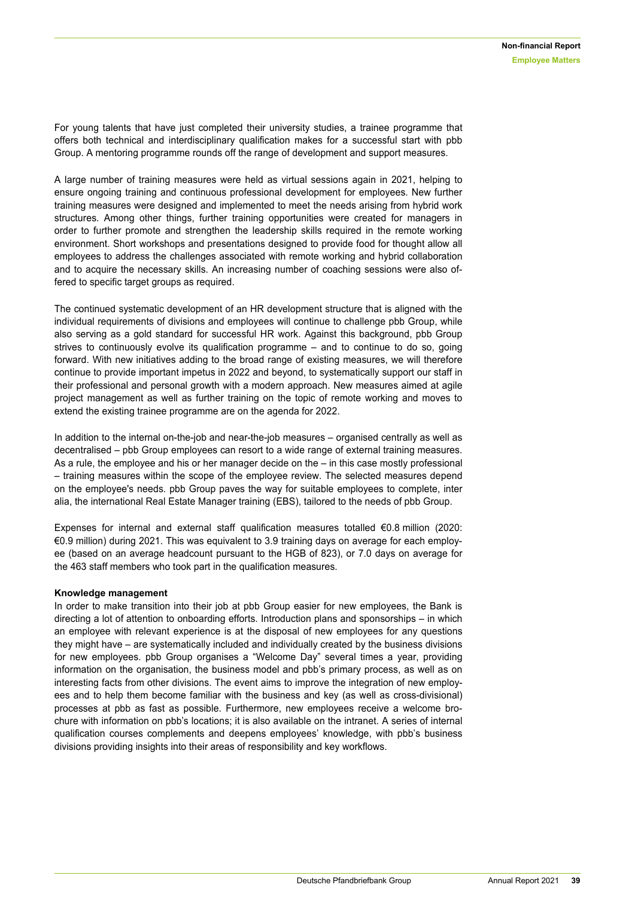For young talents that have just completed their university studies, a trainee programme that offers both technical and interdisciplinary qualification makes for a successful start with pbb Group. A mentoring programme rounds off the range of development and support measures.

A large number of training measures were held as virtual sessions again in 2021, helping to ensure ongoing training and continuous professional development for employees. New further training measures were designed and implemented to meet the needs arising from hybrid work structures. Among other things, further training opportunities were created for managers in order to further promote and strengthen the leadership skills required in the remote working environment. Short workshops and presentations designed to provide food for thought allow all employees to address the challenges associated with remote working and hybrid collaboration and to acquire the necessary skills. An increasing number of coaching sessions were also offered to specific target groups as required.

The continued systematic development of an HR development structure that is aligned with the individual requirements of divisions and employees will continue to challenge pbb Group, while also serving as a gold standard for successful HR work. Against this background, pbb Group strives to continuously evolve its qualification programme – and to continue to do so, going forward. With new initiatives adding to the broad range of existing measures, we will therefore continue to provide important impetus in 2022 and beyond, to systematically support our staff in their professional and personal growth with a modern approach. New measures aimed at agile project management as well as further training on the topic of remote working and moves to extend the existing trainee programme are on the agenda for 2022.

In addition to the internal on-the-job and near-the-job measures – organised centrally as well as decentralised – pbb Group employees can resort to a wide range of external training measures. As a rule, the employee and his or her manager decide on the – in this case mostly professional – training measures within the scope of the employee review. The selected measures depend on the employee's needs. pbb Group paves the way for suitable employees to complete, inter alia, the international Real Estate Manager training (EBS), tailored to the needs of pbb Group.

Expenses for internal and external staff qualification measures totalled €0.8 million (2020: €0.9 million) during 2021. This was equivalent to 3.9 training days on average for each employee (based on an average headcount pursuant to the HGB of 823), or 7.0 days on average for the 463 staff members who took part in the qualification measures.

**Knowledge management**

In order to make transition into their job at pbb Group easier for new employees, the Bank is directing a lot of attention to onboarding efforts. Introduction plans and sponsorships – in which an employee with relevant experience is at the disposal of new employees for any questions they might have – are systematically included and individually created by the business divisions for new employees. pbb Group organises a "Welcome Day" several times a year, providing information on the organisation, the business model and pbb's primary process, as well as on interesting facts from other divisions. The event aims to improve the integration of new employees and to help them become familiar with the business and key (as well as cross-divisional) processes at pbb as fast as possible. Furthermore, new employees receive a welcome brochure with information on pbb's locations; it is also available on the intranet. A series of internal qualification courses complements and deepens employees' knowledge, with pbb's business divisions providing insights into their areas of responsibility and key workflows.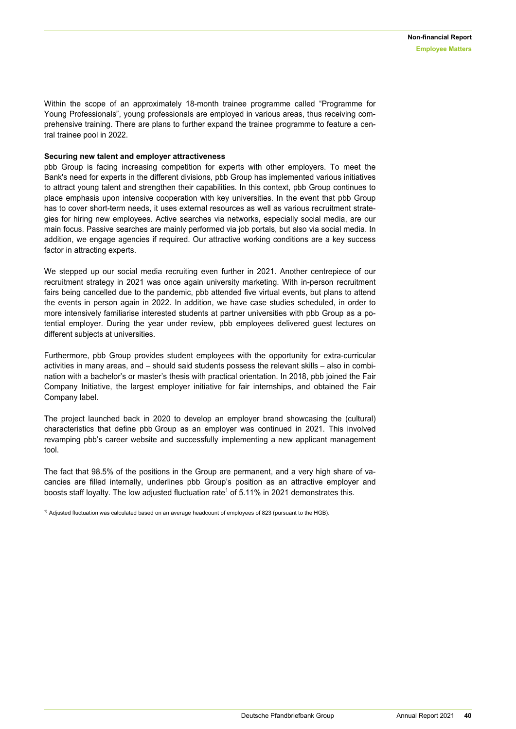Within the scope of an approximately 18-month trainee programme called “Programme for Young Professionals”, young professionals are employed in various areas, thus receiving comprehensive training. There are plans to further expand the trainee programme to feature a central trainee pool in 2022.

**Securing new talent and employer attractiveness**

pbb Group is facing increasing competition for experts with other employers. To meet the Bank's need for experts in the different divisions, pbb Group has implemented various initiatives to attract young talent and strengthen their capabilities. In this context, pbb Group continues to place emphasis upon intensive cooperation with key universities. In the event that pbb Group has to cover short-term needs, it uses external resources as well as various recruitment strategies for hiring new employees. Active searches via networks, especially social media, are our main focus. Passive searches are mainly performed via job portals, but also via social media. In addition, we engage agencies if required. Our attractive working conditions are a key success factor in attracting experts.

We stepped up our social media recruiting even further in 2021. Another centrepiece of our recruitment strategy in 2021 was once again university marketing. With in-person recruitment fairs being cancelled due to the pandemic, pbb attended five virtual events, but plans to attend the events in person again in 2022. In addition, we have case studies scheduled, in order to more intensively familiarise interested students at partner universities with pbb Group as a potential employer. During the year under review, pbb employees delivered guest lectures on different subjects at universities.

Furthermore, pbb Group provides student employees with the opportunity for extra-curricular activities in many areas, and – should said students possess the relevant skills – also in combination with a bachelor’s or master’s thesis with practical orientation. In 2018, pbb joined the Fair Company Initiative, the largest employer initiative for fair internships, and obtained the Fair Company label.

The project launched back in 2020 to develop an employer brand showcasing the (cultural) characteristics that define pbb Group as an employer was continued in 2021. This involved revamping pbb’s career website and successfully implementing a new applicant management tool.

The fact that 98.5% of the positions in the Group are permanent, and a very high share of vacancies are filled internally, underlines pbb Group’s position as an attractive employer and boosts staff loyalty. The low adjusted fluctuation rate[1] of 5.11% in 2021 demonstrates this.

[1] Adjusted fluctuation was calculated based on an average headcount of employees of 823 (pursuant to the HGB).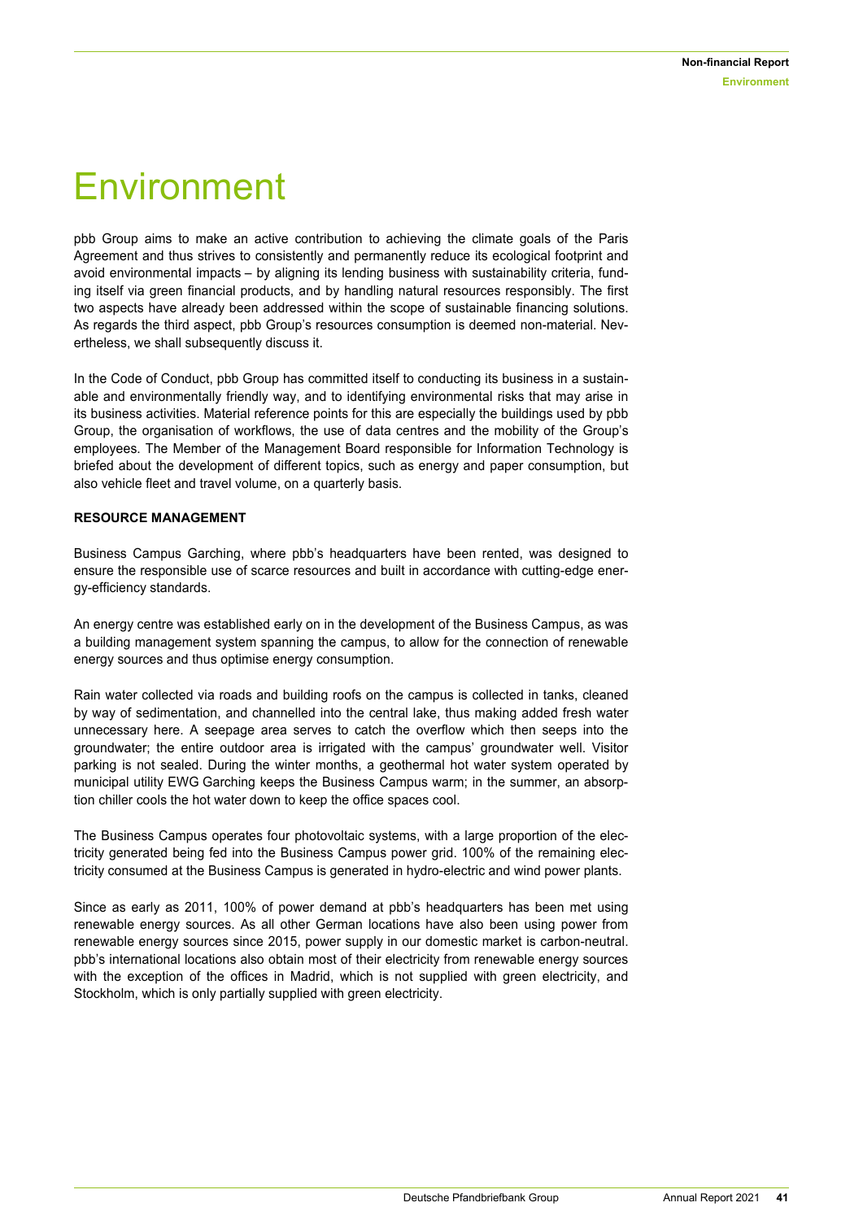# Environment

pbb Group aims to make an active contribution to achieving the climate goals of the Paris Agreement and thus strives to consistently and permanently reduce its ecological footprint and avoid environmental impacts – by aligning its lending business with sustainability criteria, funding itself via green financial products, and by handling natural resources responsibly. The first two aspects have already been addressed within the scope of sustainable financing solutions. As regards the third aspect, pbb Group's resources consumption is deemed non-material. Nevertheless, we shall subsequently discuss it.

In the Code of Conduct, pbb Group has committed itself to conducting its business in a sustainable and environmentally friendly way, and to identifying environmental risks that may arise in its business activities. Material reference points for this are especially the buildings used by pbb Group, the organisation of workflows, the use of data centres and the mobility of the Group's employees. The Member of the Management Board responsible for Information Technology is briefed about the development of different topics, such as energy and paper consumption, but also vehicle fleet and travel volume, on a quarterly basis.

**RESOURCE MANAGEMENT**

Business Campus Garching, where pbb's headquarters have been rented, was designed to ensure the responsible use of scarce resources and built in accordance with cutting-edge energy-efficiency standards.

An energy centre was established early on in the development of the Business Campus, as was a building management system spanning the campus, to allow for the connection of renewable energy sources and thus optimise energy consumption.

Rain water collected via roads and building roofs on the campus is collected in tanks, cleaned by way of sedimentation, and channelled into the central lake, thus making added fresh water unnecessary here. A seepage area serves to catch the overflow which then seeps into the groundwater; the entire outdoor area is irrigated with the campus' groundwater well. Visitor parking is not sealed. During the winter months, a geothermal hot water system operated by municipal utility EWG Garching keeps the Business Campus warm; in the summer, an absorption chiller cools the hot water down to keep the office spaces cool.

The Business Campus operates four photovoltaic systems, with a large proportion of the electricity generated being fed into the Business Campus power grid. 100% of the remaining electricity consumed at the Business Campus is generated in hydro-electric and wind power plants.

Since as early as 2011, 100% of power demand at pbb's headquarters has been met using renewable energy sources. As all other German locations have also been using power from renewable energy sources since 2015, power supply in our domestic market is carbon-neutral. pbb's international locations also obtain most of their electricity from renewable energy sources with the exception of the offices in Madrid, which is not supplied with green electricity, and Stockholm, which is only partially supplied with green electricity.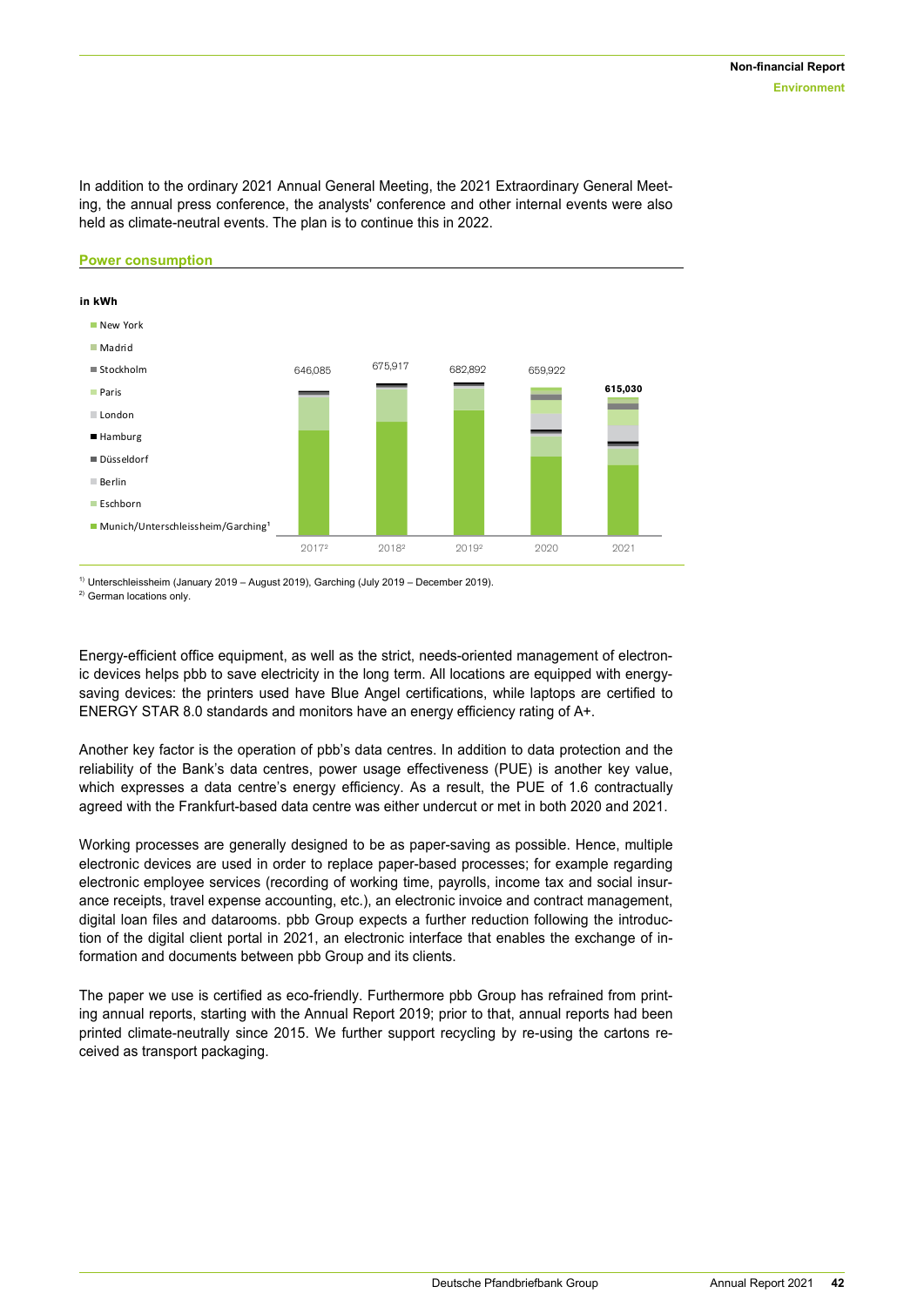In addition to the ordinary 2021 Annual General Meeting, the 2021 Extraordinary General Meeting, the annual press conference, the analysts' conference and other internal events were also held as climate-neutral events. The plan is to continue this in 2022.

### Power consumption

**in kWh**

- New York
- Madrid
- Stockholm
- Paris
- London
- Hamburg
- Düsseldorf
- Berlin
- Eschborn
- Munich/Unterschleissheim/Garching[1]

| 2017[2] | 2018[2] | 2019[2] | 2020 | 2021 |
|---|---|---|---|---|
| 646,085 | 675,917 | 682,892 | 659,922 | **615,030** |

[1] Unterschleissheim (January 2019 – August 2019), Garching (July 2019 – December 2019).
[2] German locations only.

Energy-efficient office equipment, as well as the strict, needs-oriented management of electronic devices helps pbb to save electricity in the long term. All locations are equipped with energy-saving devices: the printers used have Blue Angel certifications, while laptops are certified to ENERGY STAR 8.0 standards and monitors have an energy efficiency rating of A+.

Another key factor is the operation of pbb's data centres. In addition to data protection and the reliability of the Bank's data centres, power usage effectiveness (PUE) is another key value, which expresses a data centre's energy efficiency. As a result, the PUE of 1.6 contractually agreed with the Frankfurt-based data centre was either undercut or met in both 2020 and 2021.

Working processes are generally designed to be as paper-saving as possible. Hence, multiple electronic devices are used in order to replace paper-based processes; for example regarding electronic employee services (recording of working time, payrolls, income tax and social insurance receipts, travel expense accounting, etc.), an electronic invoice and contract management, digital loan files and datarooms. pbb Group expects a further reduction following the introduction of the digital client portal in 2021, an electronic interface that enables the exchange of information and documents between pbb Group and its clients.

The paper we use is certified as eco-friendly. Furthermore pbb Group has refrained from printing annual reports, starting with the Annual Report 2019; prior to that, annual reports had been printed climate-neutrally since 2015. We further support recycling by re-using the cartons received as transport packaging.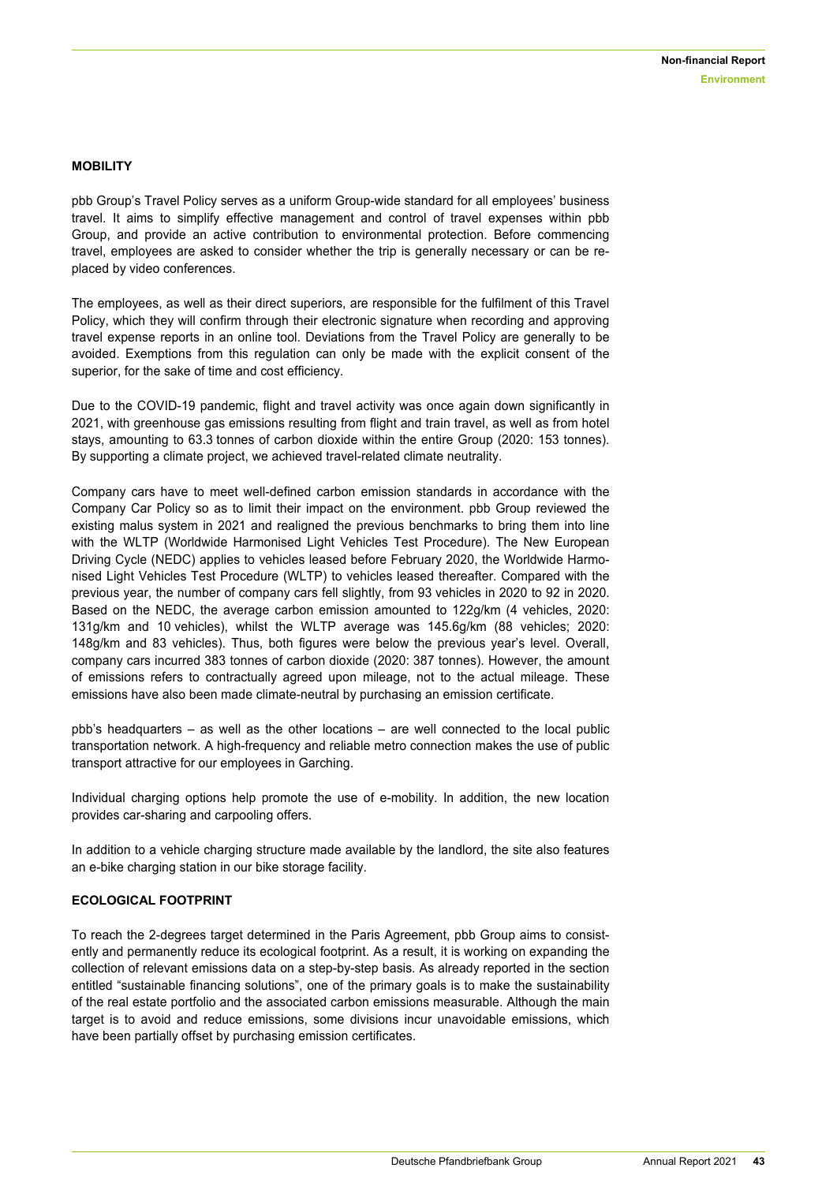## MOBILITY

pbb Group's Travel Policy serves as a uniform Group-wide standard for all employees' business travel. It aims to simplify effective management and control of travel expenses within pbb Group, and provide an active contribution to environmental protection. Before commencing travel, employees are asked to consider whether the trip is generally necessary or can be replaced by video conferences.

The employees, as well as their direct superiors, are responsible for the fulfilment of this Travel Policy, which they will confirm through their electronic signature when recording and approving travel expense reports in an online tool. Deviations from the Travel Policy are generally to be avoided. Exemptions from this regulation can only be made with the explicit consent of the superior, for the sake of time and cost efficiency.

Due to the COVID-19 pandemic, flight and travel activity was once again down significantly in 2021, with greenhouse gas emissions resulting from flight and train travel, as well as from hotel stays, amounting to 63.3 tonnes of carbon dioxide within the entire Group (2020: 153 tonnes). By supporting a climate project, we achieved travel-related climate neutrality.

Company cars have to meet well-defined carbon emission standards in accordance with the Company Car Policy so as to limit their impact on the environment. pbb Group reviewed the existing malus system in 2021 and realigned the previous benchmarks to bring them into line with the WLTP (Worldwide Harmonised Light Vehicles Test Procedure). The New European Driving Cycle (NEDC) applies to vehicles leased before February 2020, the Worldwide Harmonised Light Vehicles Test Procedure (WLTP) to vehicles leased thereafter. Compared with the previous year, the number of company cars fell slightly, from 93 vehicles in 2020 to 92 in 2020. Based on the NEDC, the average carbon emission amounted to 122g/km (4 vehicles, 2020: 131g/km and 10 vehicles), whilst the WLTP average was 145.6g/km (88 vehicles; 2020: 148g/km and 83 vehicles). Thus, both figures were below the previous year's level. Overall, company cars incurred 383 tonnes of carbon dioxide (2020: 387 tonnes). However, the amount of emissions refers to contractually agreed upon mileage, not to the actual mileage. These emissions have also been made climate-neutral by purchasing an emission certificate.

pbb's headquarters – as well as the other locations – are well connected to the local public transportation network. A high-frequency and reliable metro connection makes the use of public transport attractive for our employees in Garching.

Individual charging options help promote the use of e-mobility. In addition, the new location provides car-sharing and carpooling offers.

In addition to a vehicle charging structure made available by the landlord, the site also features an e-bike charging station in our bike storage facility.

## ECOLOGICAL FOOTPRINT

To reach the 2-degrees target determined in the Paris Agreement, pbb Group aims to consistently and permanently reduce its ecological footprint. As a result, it is working on expanding the collection of relevant emissions data on a step-by-step basis. As already reported in the section entitled "sustainable financing solutions", one of the primary goals is to make the sustainability of the real estate portfolio and the associated carbon emissions measurable. Although the main target is to avoid and reduce emissions, some divisions incur unavoidable emissions, which have been partially offset by purchasing emission certificates.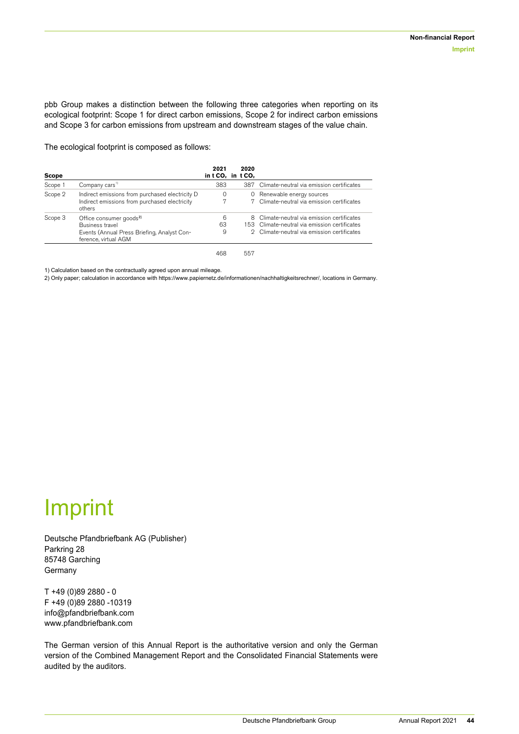pbb Group makes a distinction between the following three categories when reporting on its ecological footprint: Scope 1 for direct carbon emissions, Scope 2 for indirect carbon emissions and Scope 3 for carbon emissions from upstream and downstream stages of the value chain.

The ecological footprint is composed as follows:

| Scope | | 2021 in t $CO_2$ | 2020 in t $CO_2$ | |
|---|---|---|---|---|
| Scope 1 | Company cars[1] | 383 | 387 | Climate-neutral via emission certificates |
| Scope 2 | Indirect emissions from purchased electricity D | 0 | 0 | Renewable energy sources |
| | Indirect emissions from purchased electricity others | 7 | 7 | Climate-neutral via emission certificates |
| Scope 3 | Office consumer goods[2] | 6 | 8 | Climate-neutral via emission certificates |
| | Business travel | 63 | 153 | Climate-neutral via emission certificates |
| | Events (Annual Press Briefing, Analyst Conference, virtual AGM | 9 | 2 | Climate-neutral via emission certificates |
| | | 468 | 557 | |

1) Calculation based on the contractually agreed upon annual mileage.
2) Only paper; calculation in accordance with https://www.papiernetz.de/informationen/nachhaltigkeitsrechner/, locations in Germany.

# Imprint

Deutsche Pfandbriefbank AG (Publisher)
Parkring 28
85748 Garching
Germany

T +49 (0)89 2880 - 0
F +49 (0)89 2880 -10319
info@pfandbriefbank.com
www.pfandbriefbank.com

The German version of this Annual Report is the authoritative version and only the German version of the Combined Management Report and the Consolidated Financial Statements were audited by the auditors.